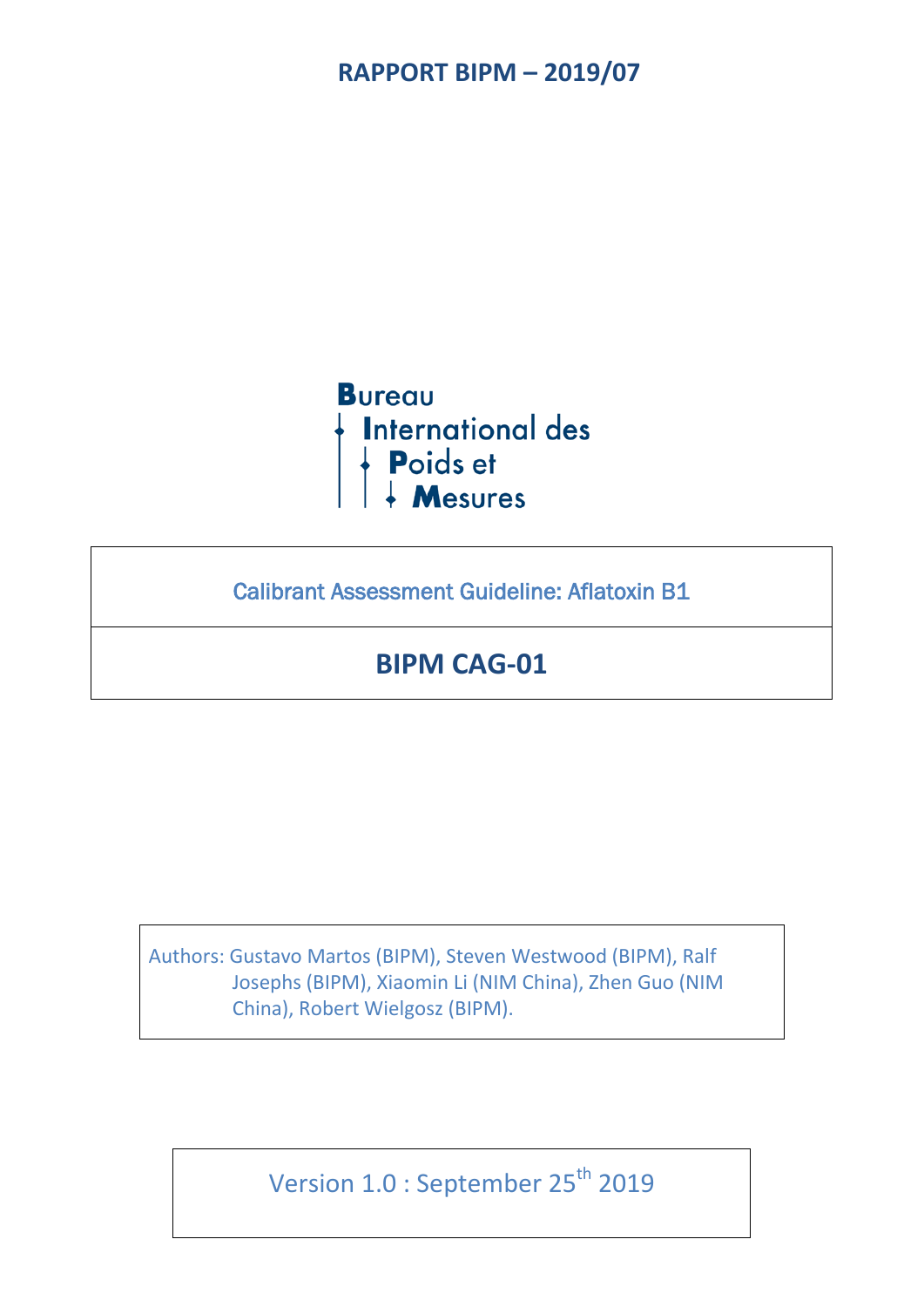# RAPPORT BIPM – 2019/07

Bureau International des Poids et Mesures

## Calibrant Assessment Guideline: Aflatoxin B1

## BIPM CAG-01

Authors: Gustavo Martos (BIPM), Steven Westwood (BIPM), Ralf Josephs (BIPM), Xiaomin Li (NIM China), Zhen Guo (NIM China), Robert Wielgosz (BIPM).

Version 1.0 : September 25th 2019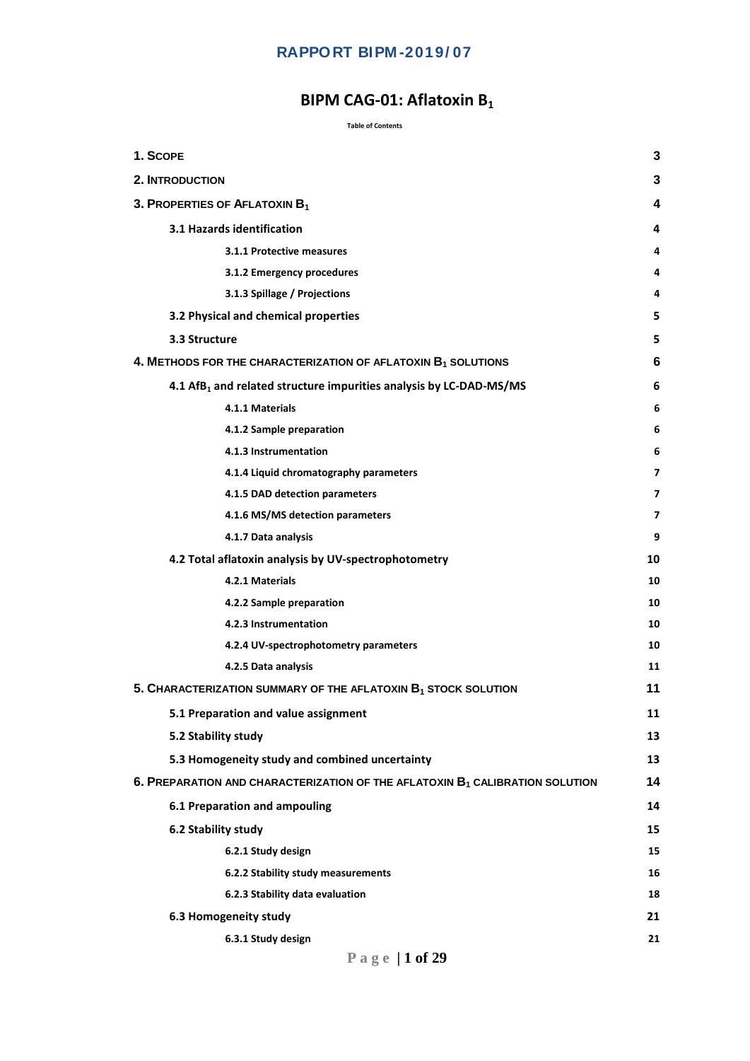# BIPM CAG-01: Aflatoxin $B_1$

Table of Contents

| | |
|---|---|
| **1. SCOPE** | **3** |
| **2. INTRODUCTION** | **3** |
| **3. PROPERTIES OF AFLATOXIN $B_1$** | **4** |
| **3.1 Hazards identification** | **4** |
| 3.1.1 Protective measures | 4 |
| 3.1.2 Emergency procedures | 4 |
| 3.1.3 Spillage / Projections | 4 |
| **3.2 Physical and chemical properties** | **5** |
| **3.3 Structure** | **5** |
| **4. METHODS FOR THE CHARACTERIZATION OF AFLATOXIN $B_1$ SOLUTIONS** | **6** |
| **4.1 $AfB_1$ and related structure impurities analysis by LC-DAD-MS/MS** | **6** |
| 4.1.1 Materials | 6 |
| 4.1.2 Sample preparation | 6 |
| 4.1.3 Instrumentation | 6 |
| 4.1.4 Liquid chromatography parameters | 7 |
| 4.1.5 DAD detection parameters | 7 |
| 4.1.6 MS/MS detection parameters | 7 |
| 4.1.7 Data analysis | 9 |
| **4.2 Total aflatoxin analysis by UV-spectrophotometry** | **10** |
| 4.2.1 Materials | 10 |
| 4.2.2 Sample preparation | 10 |
| 4.2.3 Instrumentation | 10 |
| 4.2.4 UV-spectrophotometry parameters | 10 |
| 4.2.5 Data analysis | 11 |
| **5. CHARACTERIZATION SUMMARY OF THE AFLATOXIN $B_1$ STOCK SOLUTION** | **11** |
| **5.1 Preparation and value assignment** | **11** |
| **5.2 Stability study** | **13** |
| **5.3 Homogeneity study and combined uncertainty** | **13** |
| **6. PREPARATION AND CHARACTERIZATION OF THE AFLATOXIN $B_1$ CALIBRATION SOLUTION** | **14** |
| **6.1 Preparation and ampouling** | **14** |
| **6.2 Stability study** | **15** |
| 6.2.1 Study design | 15 |
| 6.2.2 Stability study measurements | 16 |
| 6.2.3 Stability data evaluation | 18 |
| **6.3 Homogeneity study** | **21** |
| 6.3.1 Study design | 21 |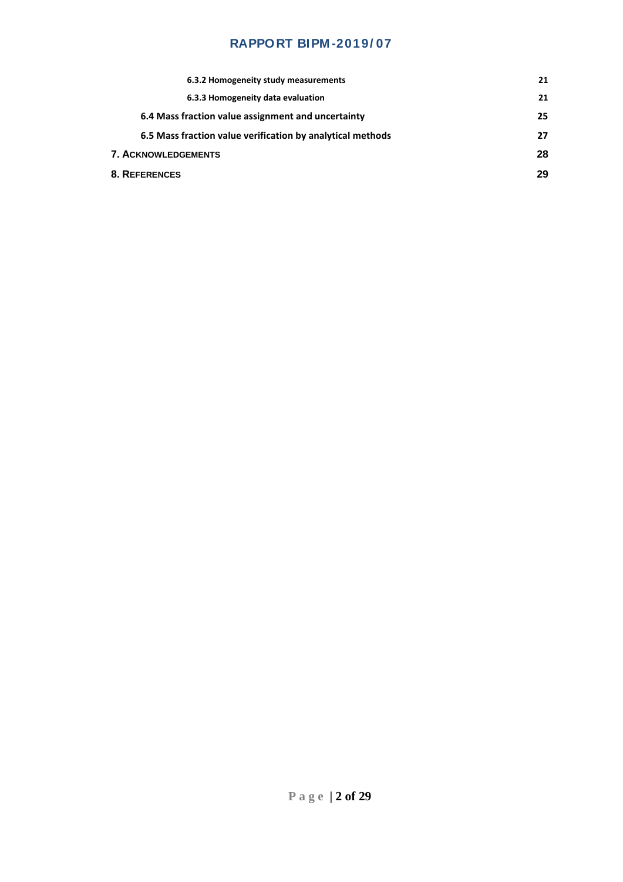6.3.2 Homogeneity study measurements ..... 21

6.3.3 Homogeneity data evaluation ..... 21

**6.4 Mass fraction value assignment and uncertainty** ..... 25

**6.5 Mass fraction value verification by analytical methods** ..... 27

**7. ACKNOWLEDGEMENTS** ..... 28

**8. REFERENCES** ..... 29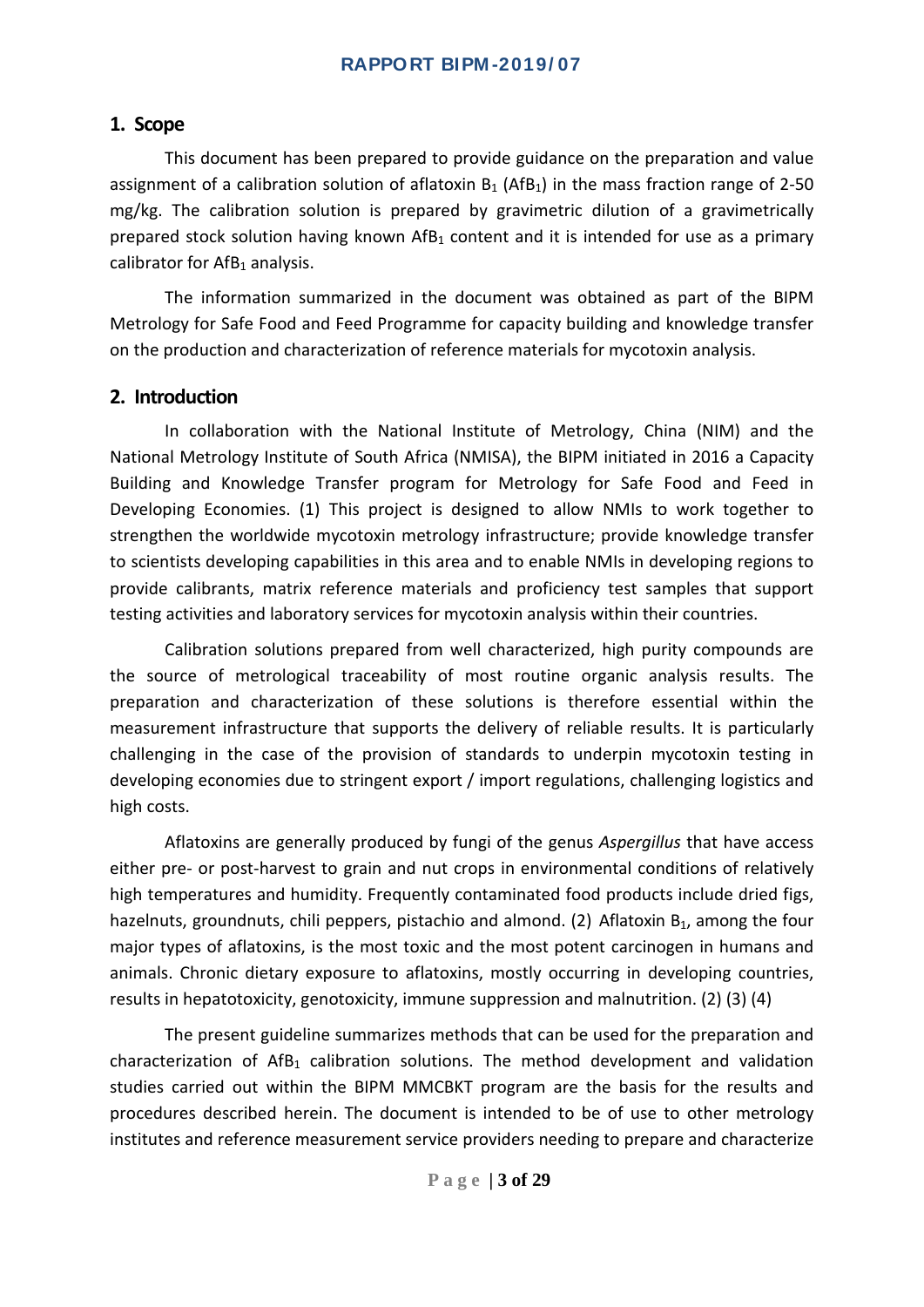## 1. Scope

This document has been prepared to provide guidance on the preparation and value assignment of a calibration solution of aflatoxin $B_1$ ($AfB_1$) in the mass fraction range of 2-50 mg/kg. The calibration solution is prepared by gravimetric dilution of a gravimetrically prepared stock solution having known $AfB_1$ content and it is intended for use as a primary calibrator for $AfB_1$ analysis.

The information summarized in the document was obtained as part of the BIPM Metrology for Safe Food and Feed Programme for capacity building and knowledge transfer on the production and characterization of reference materials for mycotoxin analysis.

## 2. Introduction

In collaboration with the National Institute of Metrology, China (NIM) and the National Metrology Institute of South Africa (NMISA), the BIPM initiated in 2016 a Capacity Building and Knowledge Transfer program for Metrology for Safe Food and Feed in Developing Economies. (1) This project is designed to allow NMIs to work together to strengthen the worldwide mycotoxin metrology infrastructure; provide knowledge transfer to scientists developing capabilities in this area and to enable NMIs in developing regions to provide calibrants, matrix reference materials and proficiency test samples that support testing activities and laboratory services for mycotoxin analysis within their countries.

Calibration solutions prepared from well characterized, high purity compounds are the source of metrological traceability of most routine organic analysis results. The preparation and characterization of these solutions is therefore essential within the measurement infrastructure that supports the delivery of reliable results. It is particularly challenging in the case of the provision of standards to underpin mycotoxin testing in developing economies due to stringent export / import regulations, challenging logistics and high costs.

Aflatoxins are generally produced by fungi of the genus *Aspergillus* that have access either pre- or post-harvest to grain and nut crops in environmental conditions of relatively high temperatures and humidity. Frequently contaminated food products include dried figs, hazelnuts, groundnuts, chili peppers, pistachio and almond. (2) Aflatoxin $B_1$, among the four major types of aflatoxins, is the most toxic and the most potent carcinogen in humans and animals. Chronic dietary exposure to aflatoxins, mostly occurring in developing countries, results in hepatotoxicity, genotoxicity, immune suppression and malnutrition. (2) (3) (4)

The present guideline summarizes methods that can be used for the preparation and characterization of $AfB_1$ calibration solutions. The method development and validation studies carried out within the BIPM MMCBKT program are the basis for the results and procedures described herein. The document is intended to be of use to other metrology institutes and reference measurement service providers needing to prepare and characterize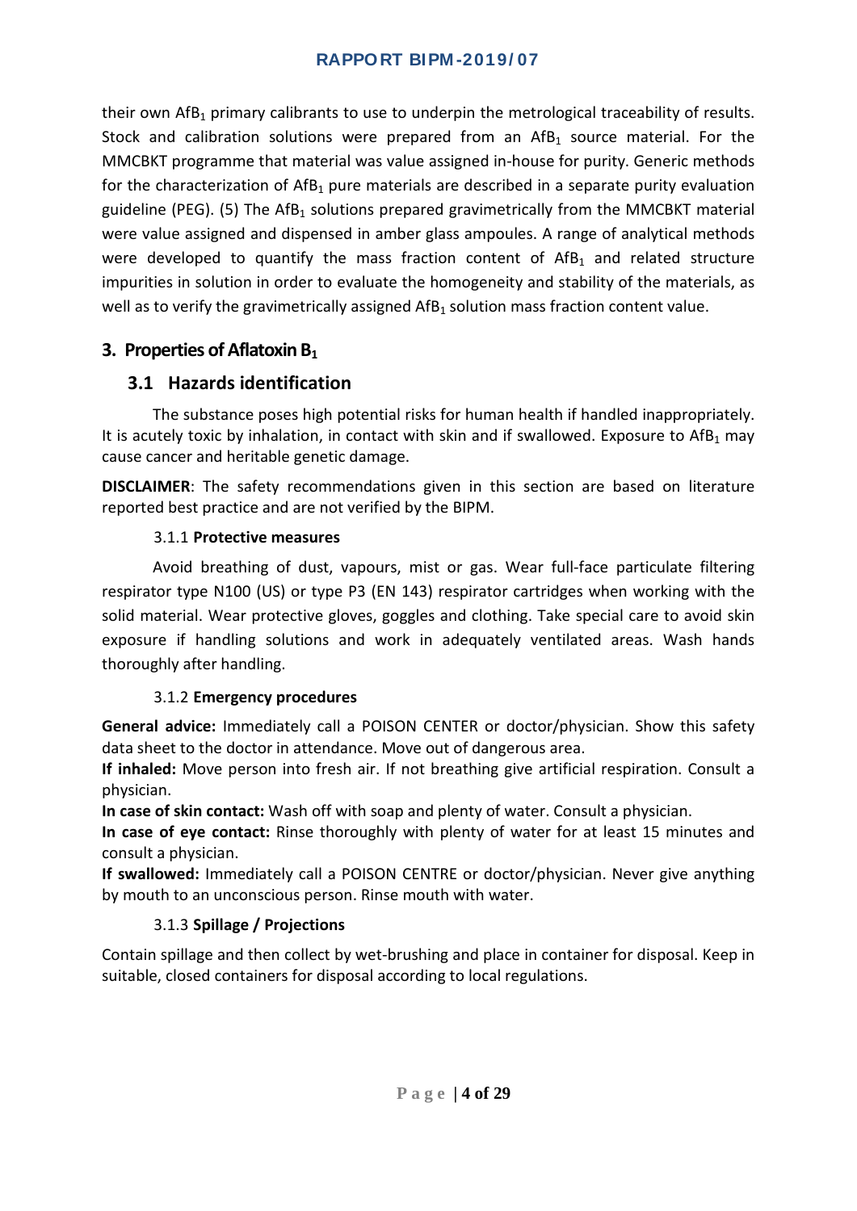their own $AfB_1$ primary calibrants to use to underpin the metrological traceability of results. Stock and calibration solutions were prepared from an $AfB_1$ source material. For the MMCBKT programme that material was value assigned in-house for purity. Generic methods for the characterization of $AfB_1$ pure materials are described in a separate purity evaluation guideline (PEG). (5) The $AfB_1$ solutions prepared gravimetrically from the MMCBKT material were value assigned and dispensed in amber glass ampoules. A range of analytical methods were developed to quantify the mass fraction content of $AfB_1$ and related structure impurities in solution in order to evaluate the homogeneity and stability of the materials, as well as to verify the gravimetrically assigned $AfB_1$ solution mass fraction content value.

## 3. Properties of Aflatoxin $B_1$

### 3.1 Hazards identification

The substance poses high potential risks for human health if handled inappropriately. It is acutely toxic by inhalation, in contact with skin and if swallowed. Exposure to $AfB_1$ may cause cancer and heritable genetic damage.

**DISCLAIMER**: The safety recommendations given in this section are based on literature reported best practice and are not verified by the BIPM.

#### 3.1.1 Protective measures

Avoid breathing of dust, vapours, mist or gas. Wear full-face particulate filtering respirator type N100 (US) or type P3 (EN 143) respirator cartridges when working with the solid material. Wear protective gloves, goggles and clothing. Take special care to avoid skin exposure if handling solutions and work in adequately ventilated areas. Wash hands thoroughly after handling.

#### 3.1.2 Emergency procedures

**General advice:** Immediately call a POISON CENTER or doctor/physician. Show this safety data sheet to the doctor in attendance. Move out of dangerous area.

**If inhaled:** Move person into fresh air. If not breathing give artificial respiration. Consult a physician.

**In case of skin contact:** Wash off with soap and plenty of water. Consult a physician.

**In case of eye contact:** Rinse thoroughly with plenty of water for at least 15 minutes and consult a physician.

**If swallowed:** Immediately call a POISON CENTRE or doctor/physician. Never give anything by mouth to an unconscious person. Rinse mouth with water.

#### 3.1.3 Spillage / Projections

Contain spillage and then collect by wet-brushing and place in container for disposal. Keep in suitable, closed containers for disposal according to local regulations.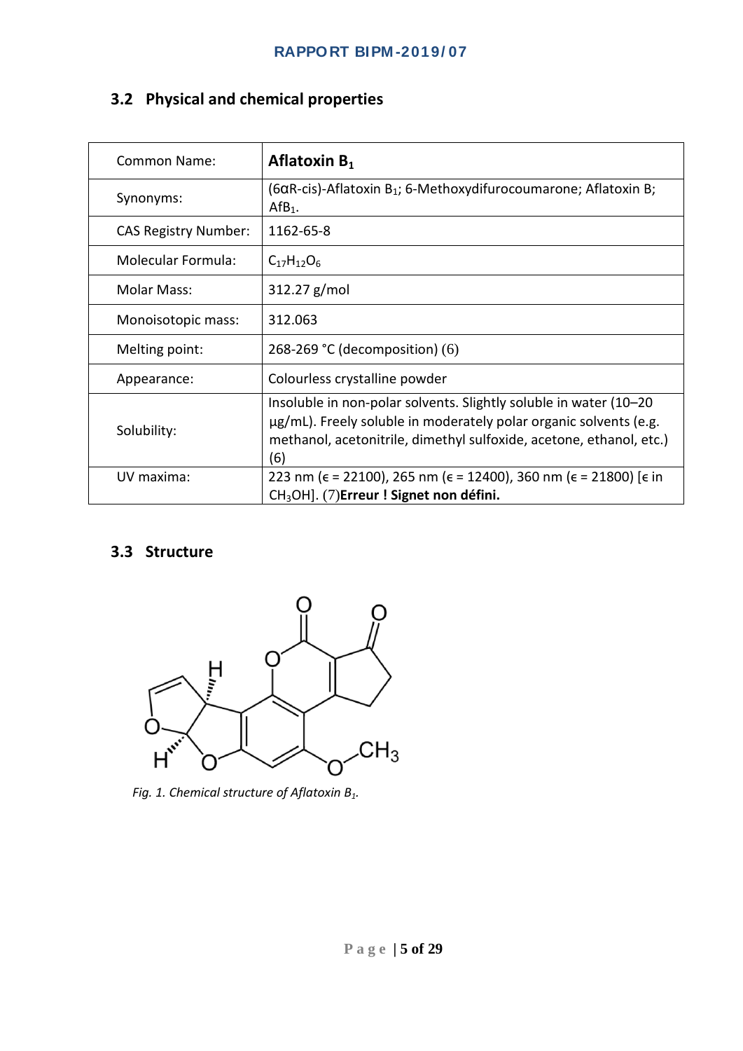## 3.2 Physical and chemical properties

| Common Name: | **Aflatoxin $B_1$** |
|---|---|
| Synonyms: | (6αR-cis)-Aflatoxin $B_1$; 6-Methoxydifurocoumarone; Aflatoxin B; $AfB_1$. |
| CAS Registry Number: | 1162-65-8 |
| Molecular Formula: | $C_{17}H_{12}O_6$ |
| Molar Mass: | 312.27 g/mol |
| Monoisotopic mass: | 312.063 |
| Melting point: | 268-269 °C (decomposition) (6) |
| Appearance: | Colourless crystalline powder |
| Solubility: | Insoluble in non-polar solvents. Slightly soluble in water (10–20 μg/mL). Freely soluble in moderately polar organic solvents (e.g. methanol, acetonitrile, dimethyl sulfoxide, acetone, ethanol, etc.) (6) |
| UV maxima: | 223 nm (ϵ = 22100), 265 nm (ϵ = 12400), 360 nm (ϵ = 21800) [ϵ in $CH_3OH$]. (7)**Erreur ! Signet non défini.** |

## 3.3 Structure

*Fig. 1. Chemical structure of Aflatoxin $B_1$.*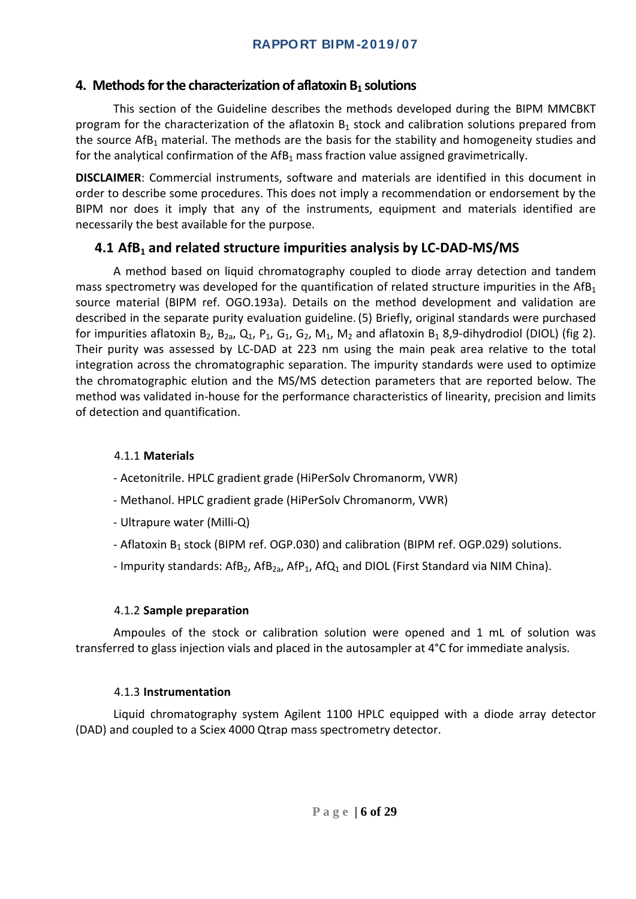## 4. Methods for the characterization of aflatoxin $B_1$ solutions

This section of the Guideline describes the methods developed during the BIPM MMCBKT program for the characterization of the aflatoxin $B_1$ stock and calibration solutions prepared from the source $AfB_1$ material. The methods are the basis for the stability and homogeneity studies and for the analytical confirmation of the $AfB_1$ mass fraction value assigned gravimetrically.

**DISCLAIMER**: Commercial instruments, software and materials are identified in this document in order to describe some procedures. This does not imply a recommendation or endorsement by the BIPM nor does it imply that any of the instruments, equipment and materials identified are necessarily the best available for the purpose.

### 4.1 $AfB_1$ and related structure impurities analysis by LC-DAD-MS/MS

A method based on liquid chromatography coupled to diode array detection and tandem mass spectrometry was developed for the quantification of related structure impurities in the $AfB_1$ source material (BIPM ref. OGO.193a). Details on the method development and validation are described in the separate purity evaluation guideline. (5) Briefly, original standards were purchased for impurities aflatoxin $B_2$, $B_{2a}$, $Q_1$, $P_1$, $G_1$, $G_2$, $M_1$, $M_2$ and aflatoxin $B_1$ 8,9-dihydrodiol (DIOL) (fig 2). Their purity was assessed by LC-DAD at 223 nm using the main peak area relative to the total integration across the chromatographic separation. The impurity standards were used to optimize the chromatographic elution and the MS/MS detection parameters that are reported below. The method was validated in-house for the performance characteristics of linearity, precision and limits of detection and quantification.

#### 4.1.1 Materials

- Acetonitrile. HPLC gradient grade (HiPerSolv Chromanorm, VWR)
- Methanol. HPLC gradient grade (HiPerSolv Chromanorm, VWR)
- Ultrapure water (Milli-Q)
- Aflatoxin $B_1$ stock (BIPM ref. OGP.030) and calibration (BIPM ref. OGP.029) solutions.
- Impurity standards: $AfB_2$, $AfB_{2a}$, $AfP_1$, $AfQ_1$ and DIOL (First Standard via NIM China).

#### 4.1.2 Sample preparation

Ampoules of the stock or calibration solution were opened and 1 mL of solution was transferred to glass injection vials and placed in the autosampler at 4°C for immediate analysis.

#### 4.1.3 Instrumentation

Liquid chromatography system Agilent 1100 HPLC equipped with a diode array detector (DAD) and coupled to a Sciex 4000 Qtrap mass spectrometry detector.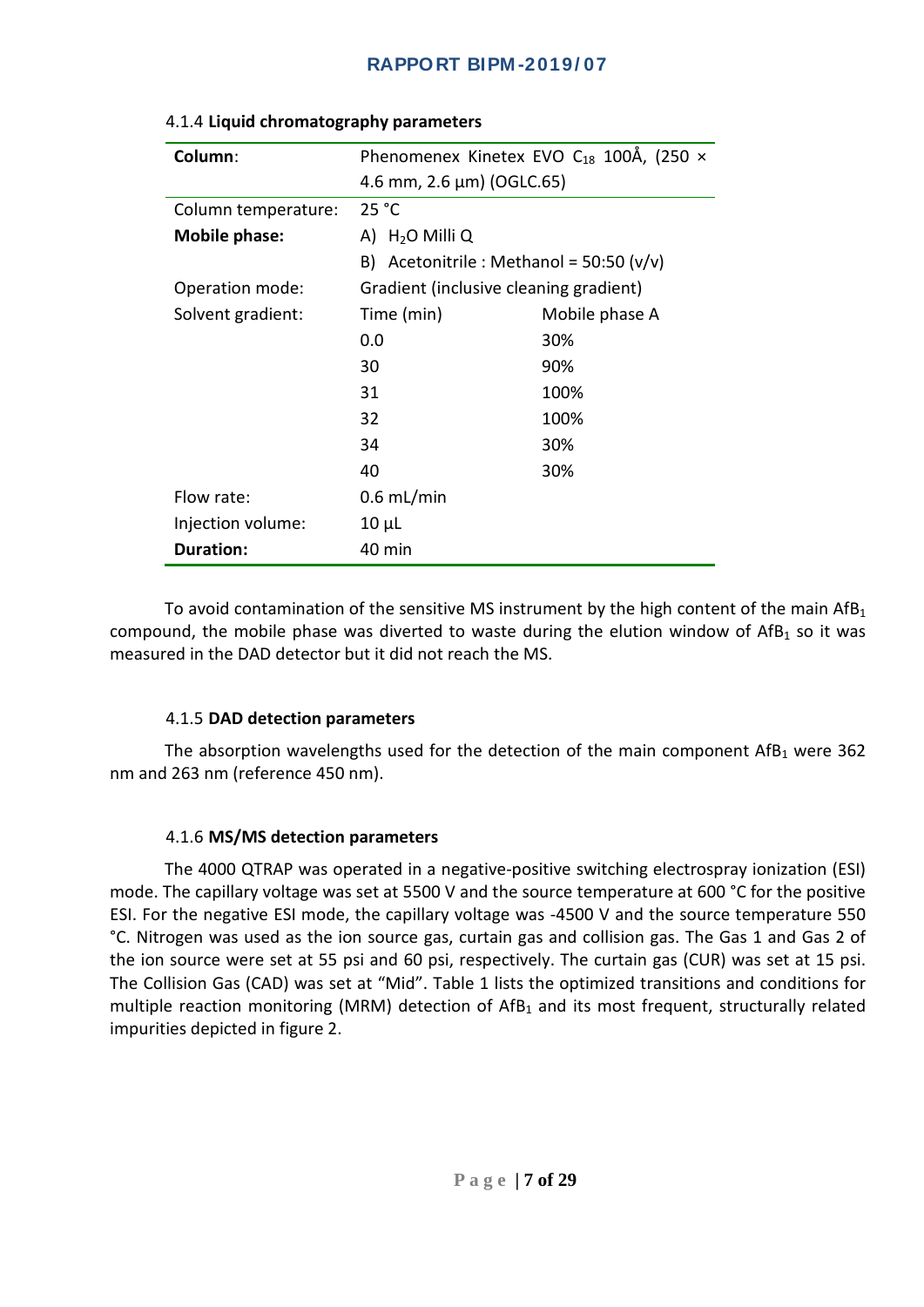### 4.1.4 **Liquid chromatography parameters**

| | | |
|---|---|---|
| **Column**: | Phenomenex Kinetex EVO $C_{18}$ 100Å, (250 × 4.6 mm, 2.6 µm) (OGLC.65) | |
| Column temperature: | 25 °C | |
| **Mobile phase:** | A) $H_2O$ Milli Q | |
| | B) Acetonitrile : Methanol = 50:50 (v/v) | |
| Operation mode: | Gradient (inclusive cleaning gradient) | |
| Solvent gradient: | Time (min) | Mobile phase A |
| | 0.0 | 30% |
| | 30 | 90% |
| | 31 | 100% |
| | 32 | 100% |
| | 34 | 30% |
| | 40 | 30% |
| Flow rate: | 0.6 mL/min | |
| Injection volume: | 10 µL | |
| **Duration:** | 40 min | |

To avoid contamination of the sensitive MS instrument by the high content of the main $AfB_1$ compound, the mobile phase was diverted to waste during the elution window of $AfB_1$ so it was measured in the DAD detector but it did not reach the MS.

### 4.1.5 **DAD detection parameters**

The absorption wavelengths used for the detection of the main component $AfB_1$ were 362 nm and 263 nm (reference 450 nm).

### 4.1.6 **MS/MS detection parameters**

The 4000 QTRAP was operated in a negative-positive switching electrospray ionization (ESI) mode. The capillary voltage was set at 5500 V and the source temperature at 600 °C for the positive ESI. For the negative ESI mode, the capillary voltage was -4500 V and the source temperature 550 °C. Nitrogen was used as the ion source gas, curtain gas and collision gas. The Gas 1 and Gas 2 of the ion source were set at 55 psi and 60 psi, respectively. The curtain gas (CUR) was set at 15 psi. The Collision Gas (CAD) was set at "Mid". Table 1 lists the optimized transitions and conditions for multiple reaction monitoring (MRM) detection of $AfB_1$ and its most frequent, structurally related impurities depicted in figure 2.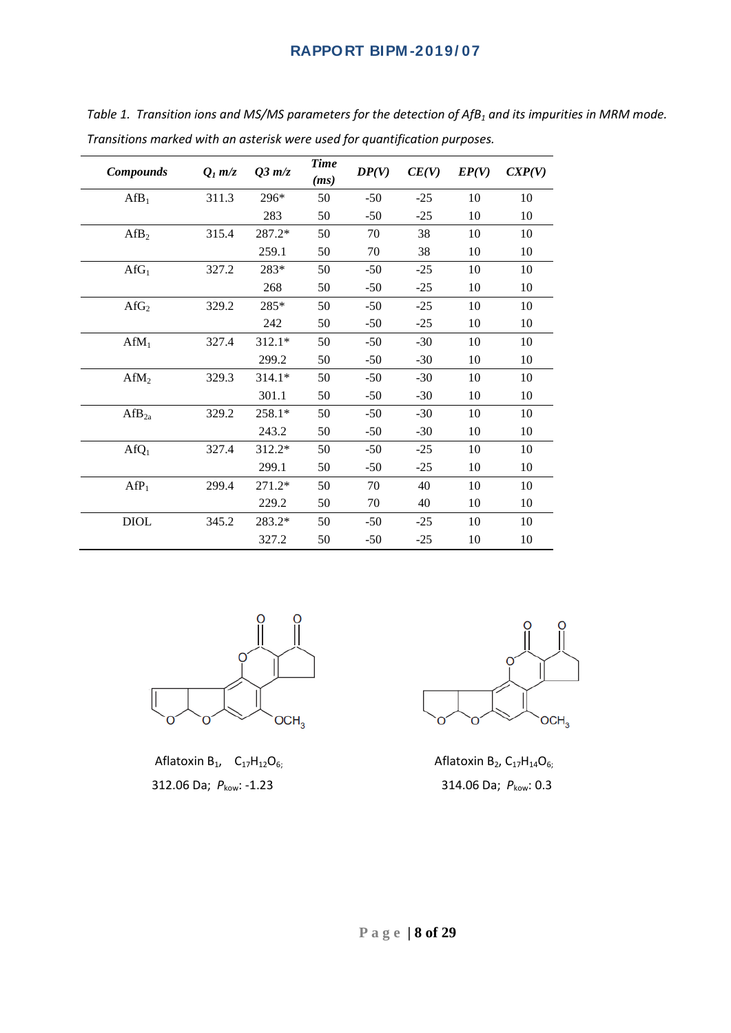*Table 1. Transition ions and MS/MS parameters for the detection of $AfB_1$ and its impurities in MRM mode. Transitions marked with an asterisk were used for quantification purposes.*

| Compounds | $Q_1$ m/z | Q3 m/z | Time (ms) | DP(V) | CE(V) | EP(V) | CXP(V) |
|---|---|---|---|---|---|---|---|
| $AfB_1$ | 311.3 | 296* | 50 | -50 | -25 | 10 | 10 |
| | | 283 | 50 | -50 | -25 | 10 | 10 |
| $AfB_2$ | 315.4 | 287.2* | 50 | 70 | 38 | 10 | 10 |
| | | 259.1 | 50 | 70 | 38 | 10 | 10 |
| $AfG_1$ | 327.2 | 283* | 50 | -50 | -25 | 10 | 10 |
| | | 268 | 50 | -50 | -25 | 10 | 10 |
| $AfG_2$ | 329.2 | 285* | 50 | -50 | -25 | 10 | 10 |
| | | 242 | 50 | -50 | -25 | 10 | 10 |
| $AfM_1$ | 327.4 | 312.1* | 50 | -50 | -30 | 10 | 10 |
| | | 299.2 | 50 | -50 | -30 | 10 | 10 |
| $AfM_2$ | 329.3 | 314.1* | 50 | -50 | -30 | 10 | 10 |
| | | 301.1 | 50 | -50 | -30 | 10 | 10 |
| $AfB_{2a}$ | 329.2 | 258.1* | 50 | -50 | -30 | 10 | 10 |
| | | 243.2 | 50 | -50 | -30 | 10 | 10 |
| $AfQ_1$ | 327.4 | 312.2* | 50 | -50 | -25 | 10 | 10 |
| | | 299.1 | 50 | -50 | -25 | 10 | 10 |
| $AfP_1$ | 299.4 | 271.2* | 50 | 70 | 40 | 10 | 10 |
| | | 229.2 | 50 | 70 | 40 | 10 | 10 |
| DIOL | 345.2 | 283.2* | 50 | -50 | -25 | 10 | 10 |
| | | 327.2 | 50 | -50 | -25 | 10 | 10 |

Aflatoxin $B_1$, $C_{17}H_{12}O_6$; 312.06 Da; $P_{kow}$: -1.23

Aflatoxin $B_2$, $C_{17}H_{14}O_6$; 314.06 Da; $P_{kow}$: 0.3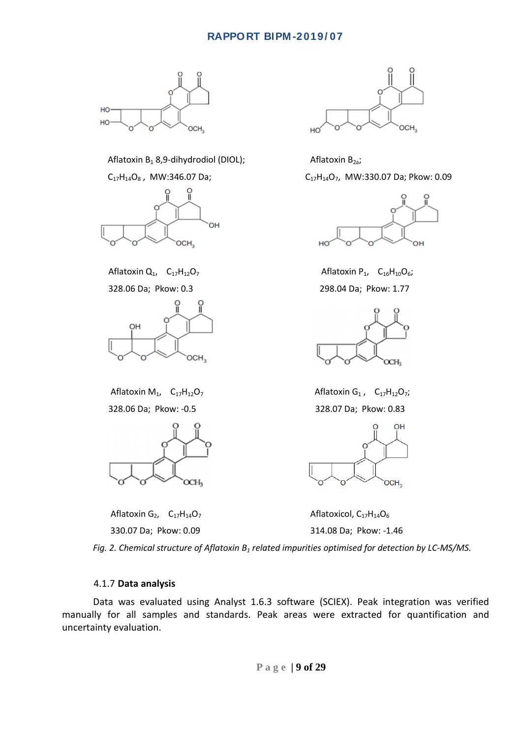Aflatoxin $B_1$ 8,9-dihydrodiol (DIOL);

$C_{17}H_{14}O_8$ , MW:346.07 Da;

Aflatoxin $B_{2a}$;

$C_{17}H_{14}O_7$, MW:330.07 Da; Pkow: 0.09

Aflatoxin $Q_1$, $C_{17}H_{12}O_7$

328.06 Da; Pkow: 0.3

Aflatoxin $P_1$, $C_{16}H_{10}O_6$;

298.04 Da; Pkow: 1.77

Aflatoxin $M_1$, $C_{17}H_{12}O_7$

328.06 Da; Pkow: -0.5

Aflatoxin $G_1$ , $C_{17}H_{12}O_7$;

328.07 Da; Pkow: 0.83

Aflatoxin $G_2$, $C_{17}H_{14}O_7$

330.07 Da; Pkow: 0.09

Aflatoxicol, $C_{17}H_{14}O_6$

314.08 Da; Pkow: -1.46

*Fig. 2. Chemical structure of Aflatoxin $B_1$ related impurities optimised for detection by LC-MS/MS.*

### 4.1.7 **Data analysis**

Data was evaluated using Analyst 1.6.3 software (SCIEX). Peak integration was verified manually for all samples and standards. Peak areas were extracted for quantification and uncertainty evaluation.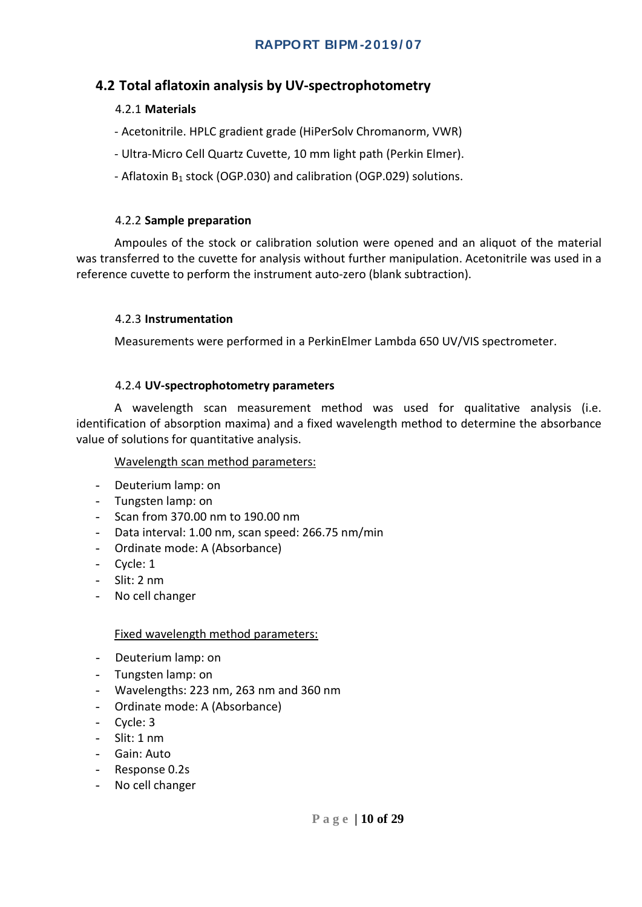## 4.2 Total aflatoxin analysis by UV-spectrophotometry

### 4.2.1 **Materials**

- Acetonitrile. HPLC gradient grade (HiPerSolv Chromanorm, VWR)

- Ultra-Micro Cell Quartz Cuvette, 10 mm light path (Perkin Elmer).

- Aflatoxin $B_1$ stock (OGP.030) and calibration (OGP.029) solutions.

### 4.2.2 **Sample preparation**

Ampoules of the stock or calibration solution were opened and an aliquot of the material was transferred to the cuvette for analysis without further manipulation. Acetonitrile was used in a reference cuvette to perform the instrument auto-zero (blank subtraction).

### 4.2.3 **Instrumentation**

Measurements were performed in a PerkinElmer Lambda 650 UV/VIS spectrometer.

### 4.2.4 **UV-spectrophotometry parameters**

A wavelength scan measurement method was used for qualitative analysis (i.e. identification of absorption maxima) and a fixed wavelength method to determine the absorbance value of solutions for quantitative analysis.

<u>Wavelength scan method parameters:</u>

- Deuterium lamp: on
- Tungsten lamp: on
- Scan from 370.00 nm to 190.00 nm
- Data interval: 1.00 nm, scan speed: 266.75 nm/min
- Ordinate mode: A (Absorbance)
- Cycle: 1
- Slit: 2 nm
- No cell changer

<u>Fixed wavelength method parameters:</u>

- Deuterium lamp: on
- Tungsten lamp: on
- Wavelengths: 223 nm, 263 nm and 360 nm
- Ordinate mode: A (Absorbance)
- Cycle: 3
- Slit: 1 nm
- Gain: Auto
- Response 0.2s
- No cell changer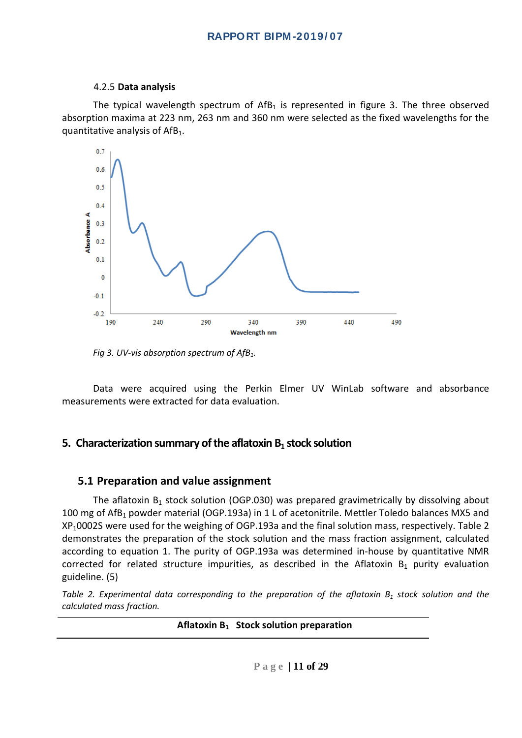#### 4.2.5 **Data analysis**

The typical wavelength spectrum of $AfB_1$ is represented in figure 3. The three observed absorption maxima at 223 nm, 263 nm and 360 nm were selected as the fixed wavelengths for the quantitative analysis of $AfB_1$.

*Fig 3. UV-vis absorption spectrum of $AfB_1$.*

Data were acquired using the Perkin Elmer UV WinLab software and absorbance measurements were extracted for data evaluation.

## 5. Characterization summary of the aflatoxin $B_1$ stock solution

### 5.1 Preparation and value assignment

The aflatoxin $B_1$ stock solution (OGP.030) was prepared gravimetrically by dissolving about 100 mg of $AfB_1$ powder material (OGP.193a) in 1 L of acetonitrile. Mettler Toledo balances MX5 and $XP_1$0002S were used for the weighing of OGP.193a and the final solution mass, respectively. Table 2 demonstrates the preparation of the stock solution and the mass fraction assignment, calculated according to equation 1. The purity of OGP.193a was determined in-house by quantitative NMR corrected for related structure impurities, as described in the Aflatoxin $B_1$ purity evaluation guideline. (5)

*Table 2. Experimental data corresponding to the preparation of the aflatoxin $B_1$ stock solution and the calculated mass fraction.*

| Aflatoxin $B_1$ Stock solution preparation |
| --- |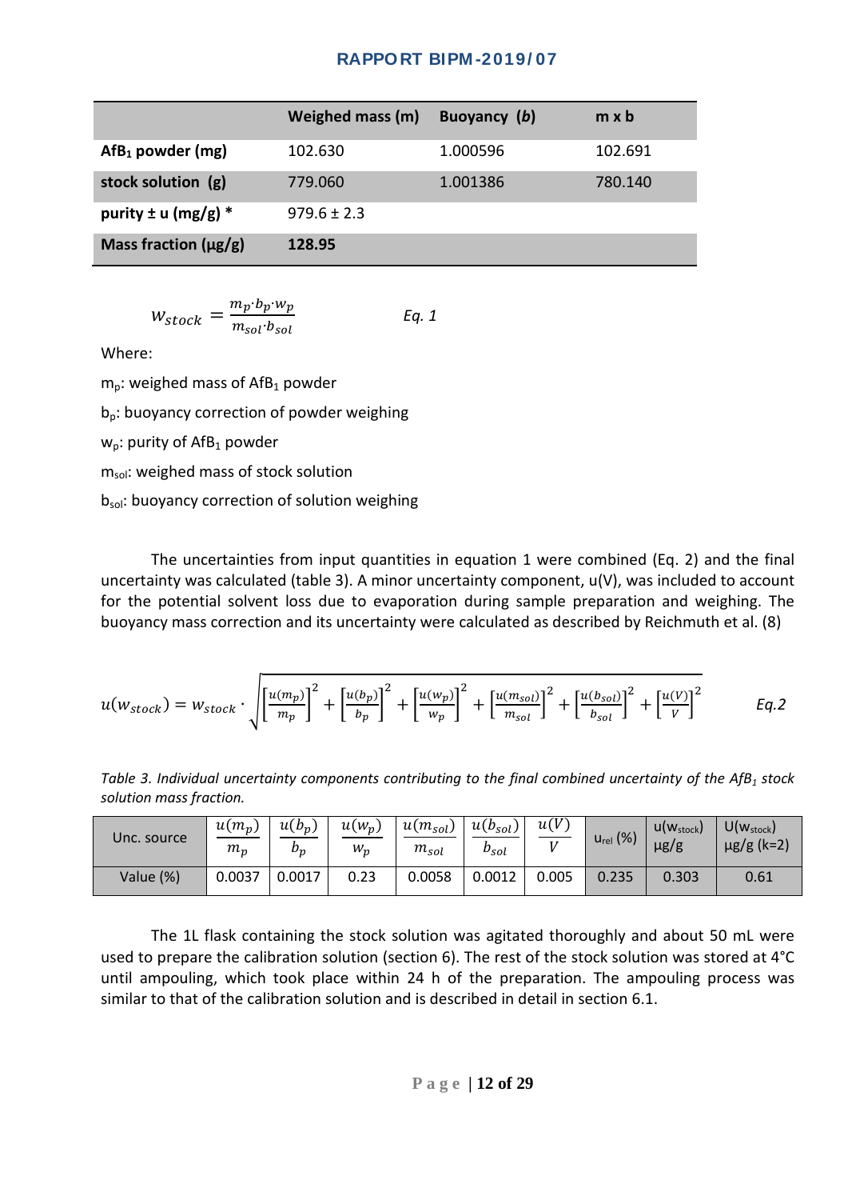| | Weighed mass (m) | Buoyancy (*b*) | m x b |
|---|---|---|---|
| **$AfB_1$ powder (mg)** | 102.630 | 1.000596 | 102.691 |
| **stock solution (g)** | 779.060 | 1.001386 | 780.140 |
| **purity ± u (mg/g) *** | 979.6 ± 2.3 | | |
| **Mass fraction (µg/g)** | **128.95** | | |

$$w_{stock} = \frac{m_p \cdot b_p \cdot w_p}{m_{sol} \cdot b_{sol}} \qquad \textit{Eq. 1}$$

Where:

$m_p$: weighed mass of $AfB_1$ powder

$b_p$: buoyancy correction of powder weighing

$w_p$: purity of $AfB_1$ powder

$m_{sol}$: weighed mass of stock solution

$b_{sol}$: buoyancy correction of solution weighing

The uncertainties from input quantities in equation 1 were combined (Eq. 2) and the final uncertainty was calculated (table 3). A minor uncertainty component, u(V), was included to account for the potential solvent loss due to evaporation during sample preparation and weighing. The buoyancy mass correction and its uncertainty were calculated as described by Reichmuth et al. (8)

$$u(w_{stock}) = w_{stock} \cdot \sqrt{\left[\frac{u(m_p)}{m_p}\right]^2 + \left[\frac{u(b_p)}{b_p}\right]^2 + \left[\frac{u(w_p)}{w_p}\right]^2 + \left[\frac{u(m_{sol})}{m_{sol}}\right]^2 + \left[\frac{u(b_{sol})}{b_{sol}}\right]^2 + \left[\frac{u(V)}{V}\right]^2} \qquad \textit{Eq.2}$$

*Table 3. Individual uncertainty components contributing to the final combined uncertainty of the $AfB_1$ stock solution mass fraction.*

| Unc. source | $\frac{u(m_p)}{m_p}$ | $\frac{u(b_p)}{b_p}$ | $\frac{u(w_p)}{w_p}$ | $\frac{u(m_{sol})}{m_{sol}}$ | $\frac{u(b_{sol})}{b_{sol}}$ | $\frac{u(V)}{V}$ | $u_{rel}$ (%) | $u(w_{stock})$ µg/g | $U(w_{stock})$ µg/g (k=2) |
|---|---|---|---|---|---|---|---|---|---|
| Value (%) | 0.0037 | 0.0017 | 0.23 | 0.0058 | 0.0012 | 0.005 | 0.235 | 0.303 | 0.61 |

The 1L flask containing the stock solution was agitated thoroughly and about 50 mL were used to prepare the calibration solution (section 6). The rest of the stock solution was stored at 4°C until ampouling, which took place within 24 h of the preparation. The ampouling process was similar to that of the calibration solution and is described in detail in section 6.1.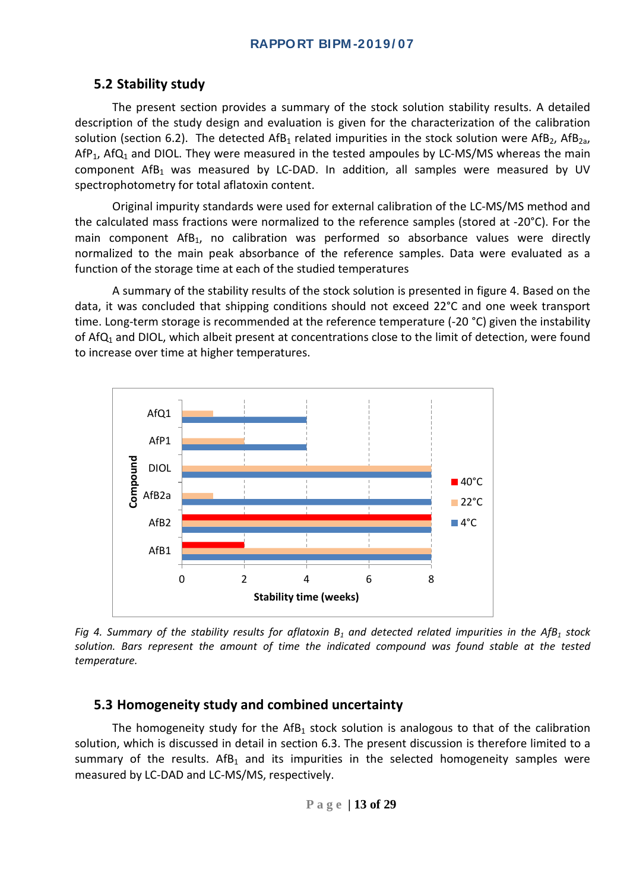## 5.2 Stability study

The present section provides a summary of the stock solution stability results. A detailed description of the study design and evaluation is given for the characterization of the calibration solution (section 6.2). The detected $AfB_1$ related impurities in the stock solution were $AfB_2$, $AfB_{2a}$, $AfP_1$, $AfQ_1$ and DIOL. They were measured in the tested ampoules by LC-MS/MS whereas the main component $AfB_1$ was measured by LC-DAD. In addition, all samples were measured by UV spectrophotometry for total aflatoxin content.

Original impurity standards were used for external calibration of the LC-MS/MS method and the calculated mass fractions were normalized to the reference samples (stored at -20°C). For the main component $AfB_1$, no calibration was performed so absorbance values were directly normalized to the main peak absorbance of the reference samples. Data were evaluated as a function of the storage time at each of the studied temperatures

A summary of the stability results of the stock solution is presented in figure 4. Based on the data, it was concluded that shipping conditions should not exceed 22°C and one week transport time. Long-term storage is recommended at the reference temperature (-20 °C) given the instability of $AfQ_1$ and DIOL, which albeit present at concentrations close to the limit of detection, were found to increase over time at higher temperatures.

*Fig 4. Summary of the stability results for aflatoxin $B_1$ and detected related impurities in the $AfB_1$ stock solution. Bars represent the amount of time the indicated compound was found stable at the tested temperature.*

## 5.3 Homogeneity study and combined uncertainty

The homogeneity study for the $AfB_1$ stock solution is analogous to that of the calibration solution, which is discussed in detail in section 6.3. The present discussion is therefore limited to a summary of the results. $AfB_1$ and its impurities in the selected homogeneity samples were measured by LC-DAD and LC-MS/MS, respectively.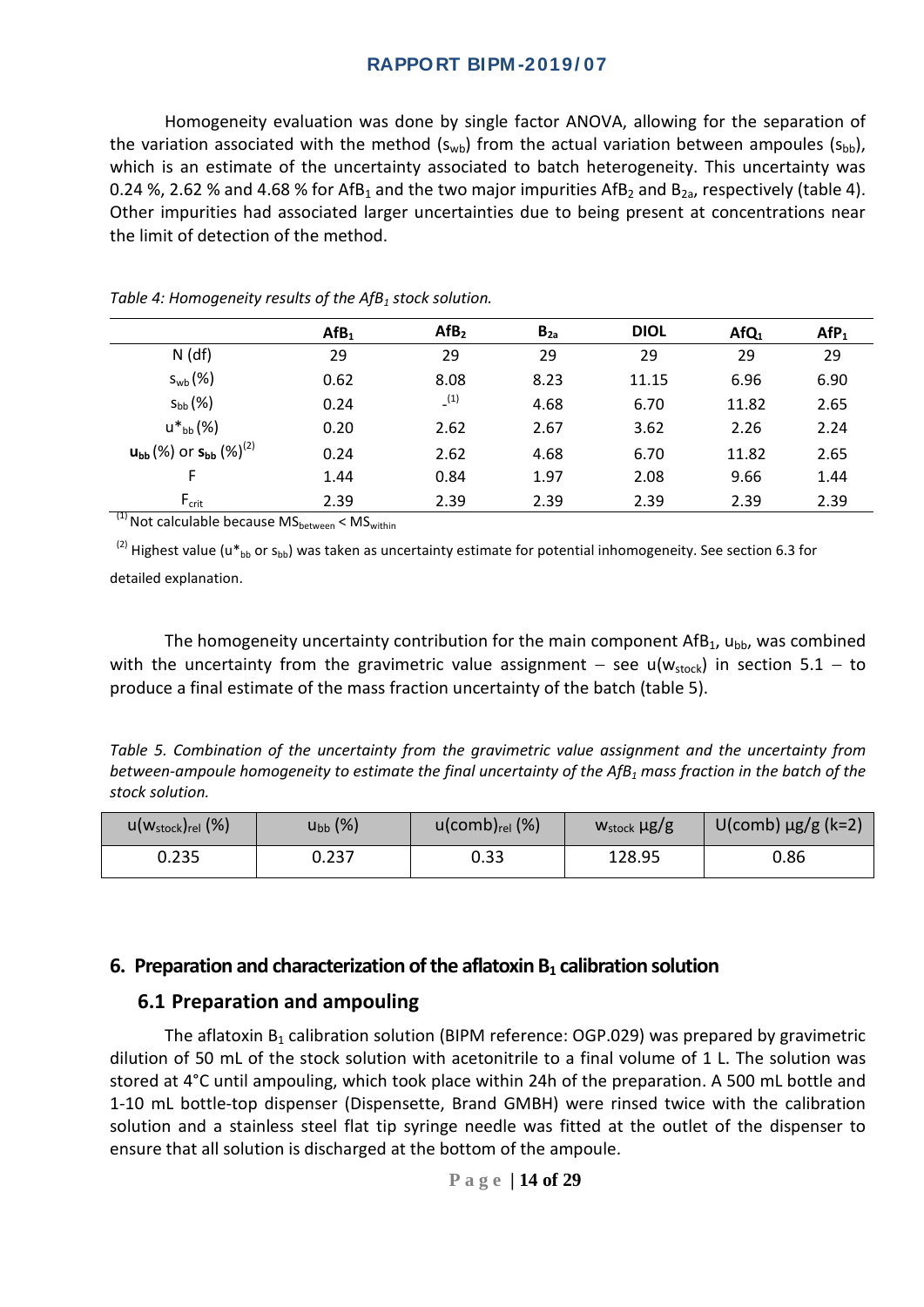Homogeneity evaluation was done by single factor ANOVA, allowing for the separation of the variation associated with the method ($s_{wb}$) from the actual variation between ampoules ($s_{bb}$), which is an estimate of the uncertainty associated to batch heterogeneity. This uncertainty was 0.24 %, 2.62 % and 4.68 % for $AfB_1$ and the two major impurities $AfB_2$ and $B_{2a}$, respectively (table 4). Other impurities had associated larger uncertainties due to being present at concentrations near the limit of detection of the method.

*Table 4: Homogeneity results of the $AfB_1$ stock solution.*

| | $AfB_1$ | $AfB_2$ | $B_{2a}$ | DIOL | $AfQ_1$ | $AfP_1$ |
|---|---|---|---|---|---|---|
| N (df) | 29 | 29 | 29 | 29 | 29 | 29 |
| $s_{wb}$ (%) | 0.62 | 8.08 | 8.23 | 11.15 | 6.96 | 6.90 |
| $s_{bb}$ (%) | 0.24 | -[1] | 4.68 | 6.70 | 11.82 | 2.65 |
| $u^*_{bb}$ (%) | 0.20 | 2.62 | 2.67 | 3.62 | 2.26 | 2.24 |
| $\mathbf{u_{bb}}$ (%) or $\mathbf{s_{bb}}$ (%)[2] | 0.24 | 2.62 | 4.68 | 6.70 | 11.82 | 2.65 |
| F | 1.44 | 0.84 | 1.97 | 2.08 | 9.66 | 1.44 |
| $F_{crit}$ | 2.39 | 2.39 | 2.39 | 2.39 | 2.39 | 2.39 |

[1] Not calculable because $MS_{between} < MS_{within}$

[2] Highest value ($u^*_{bb}$ or $s_{bb}$) was taken as uncertainty estimate for potential inhomogeneity. See section 6.3 for detailed explanation.

The homogeneity uncertainty contribution for the main component $AfB_1$, $u_{bb}$, was combined with the uncertainty from the gravimetric value assignment – see $u(w_{stock})$ in section 5.1 – to produce a final estimate of the mass fraction uncertainty of the batch (table 5).

*Table 5. Combination of the uncertainty from the gravimetric value assignment and the uncertainty from between-ampoule homogeneity to estimate the final uncertainty of the $AfB_1$ mass fraction in the batch of the stock solution.*

| $u(w_{stock})_{rel}$ (%) | $u_{bb}$ (%) | $u(comb)_{rel}$ (%) | $w_{stock}$ µg/g | U(comb) µg/g (k=2) |
|---|---|---|---|---|
| 0.235 | 0.237 | 0.33 | 128.95 | 0.86 |

## 6. Preparation and characterization of the aflatoxin $B_1$ calibration solution

### 6.1 Preparation and ampouling

The aflatoxin $B_1$ calibration solution (BIPM reference: OGP.029) was prepared by gravimetric dilution of 50 mL of the stock solution with acetonitrile to a final volume of 1 L. The solution was stored at 4°C until ampouling, which took place within 24h of the preparation. A 500 mL bottle and 1-10 mL bottle-top dispenser (Dispensette, Brand GMBH) were rinsed twice with the calibration solution and a stainless steel flat tip syringe needle was fitted at the outlet of the dispenser to ensure that all solution is discharged at the bottom of the ampoule.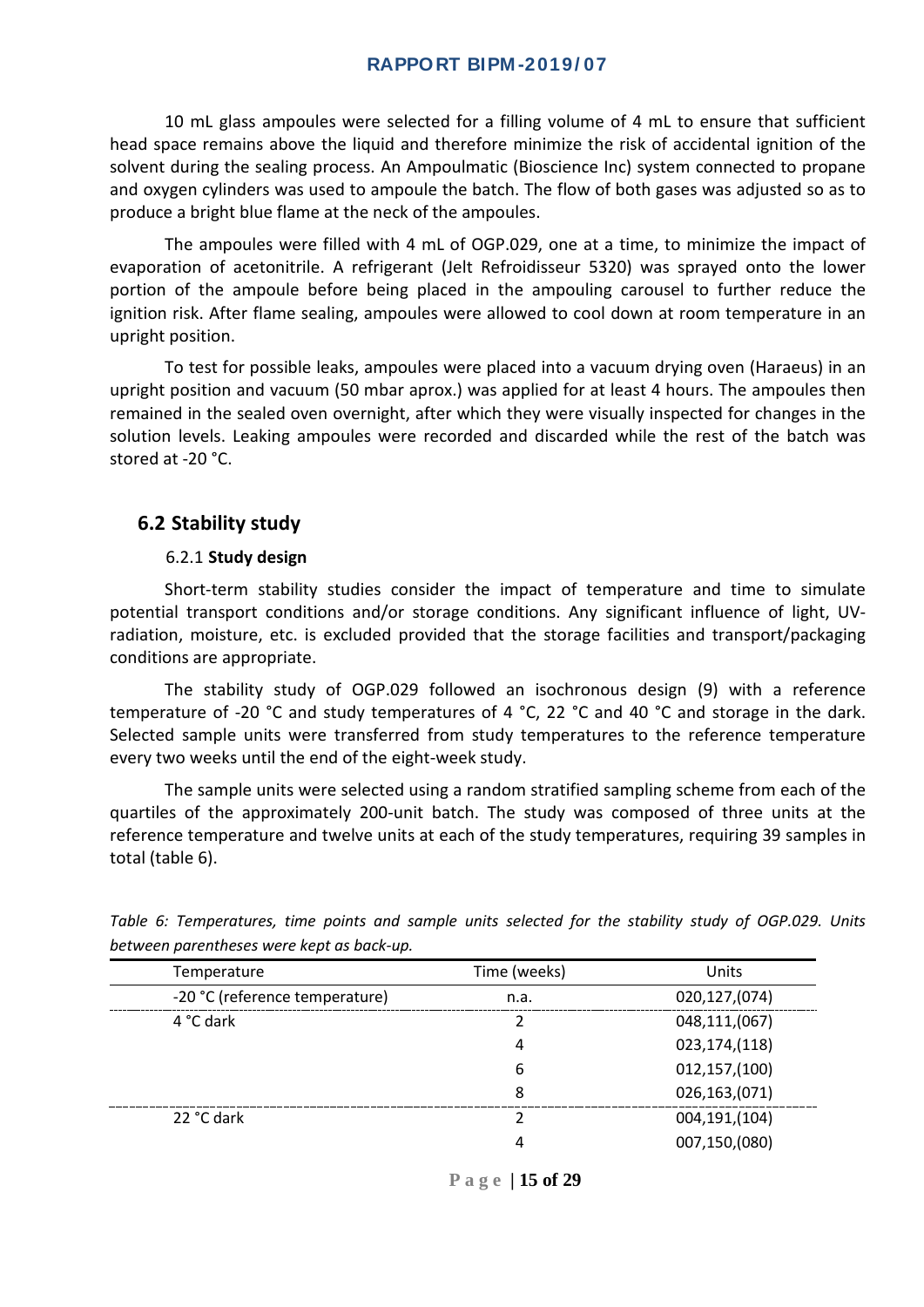10 mL glass ampoules were selected for a filling volume of 4 mL to ensure that sufficient head space remains above the liquid and therefore minimize the risk of accidental ignition of the solvent during the sealing process. An Ampoulmatic (Bioscience Inc) system connected to propane and oxygen cylinders was used to ampoule the batch. The flow of both gases was adjusted so as to produce a bright blue flame at the neck of the ampoules.

The ampoules were filled with 4 mL of OGP.029, one at a time, to minimize the impact of evaporation of acetonitrile. A refrigerant (Jelt Refroidisseur 5320) was sprayed onto the lower portion of the ampoule before being placed in the ampouling carousel to further reduce the ignition risk. After flame sealing, ampoules were allowed to cool down at room temperature in an upright position.

To test for possible leaks, ampoules were placed into a vacuum drying oven (Haraeus) in an upright position and vacuum (50 mbar aprox.) was applied for at least 4 hours. The ampoules then remained in the sealed oven overnight, after which they were visually inspected for changes in the solution levels. Leaking ampoules were recorded and discarded while the rest of the batch was stored at -20 °C.

## 6.2 Stability study

### 6.2.1 Study design

Short-term stability studies consider the impact of temperature and time to simulate potential transport conditions and/or storage conditions. Any significant influence of light, UV-radiation, moisture, etc. is excluded provided that the storage facilities and transport/packaging conditions are appropriate.

The stability study of OGP.029 followed an isochronous design (9) with a reference temperature of -20 °C and study temperatures of 4 °C, 22 °C and 40 °C and storage in the dark. Selected sample units were transferred from study temperatures to the reference temperature every two weeks until the end of the eight-week study.

The sample units were selected using a random stratified sampling scheme from each of the quartiles of the approximately 200-unit batch. The study was composed of three units at the reference temperature and twelve units at each of the study temperatures, requiring 39 samples in total (table 6).

*Table 6: Temperatures, time points and sample units selected for the stability study of OGP.029. Units between parentheses were kept as back-up.*

| Temperature | Time (weeks) | Units |
|---|---|---|
| -20 °C (reference temperature) | n.a. | 020,127,(074) |
| 4 °C dark | 2 | 048,111,(067) |
| | 4 | 023,174,(118) |
| | 6 | 012,157,(100) |
| | 8 | 026,163,(071) |
| 22 °C dark | 2 | 004,191,(104) |
| | 4 | 007,150,(080) |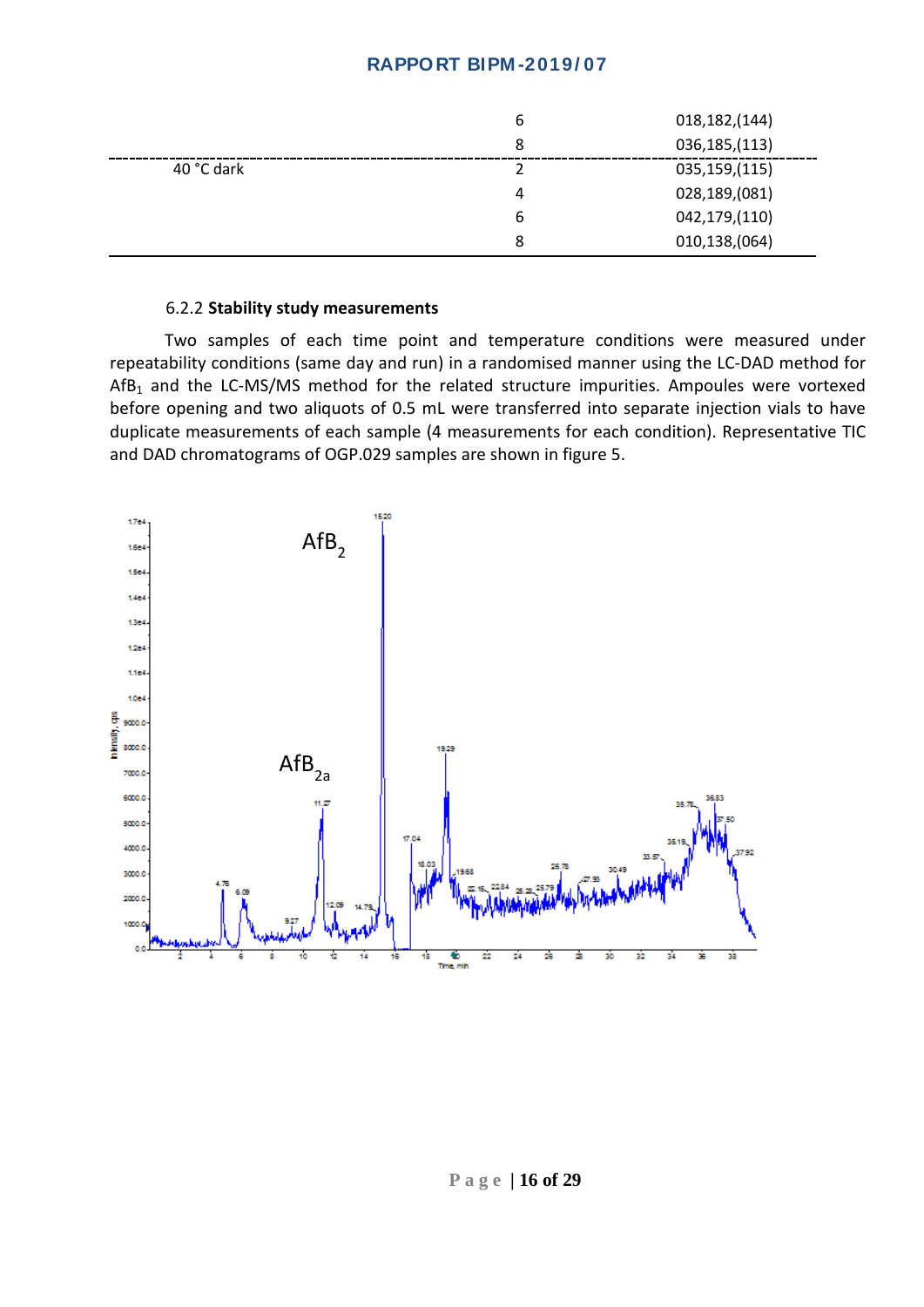| | | |
|---|---|---|
| | 6 | 018,182,(144) |
| | 8 | 036,185,(113) |
| 40 °C dark | 2 | 035,159,(115) |
| | 4 | 028,189,(081) |
| | 6 | 042,179,(110) |
| | 8 | 010,138,(064) |

### 6.2.2 **Stability study measurements**

Two samples of each time point and temperature conditions were measured under repeatability conditions (same day and run) in a randomised manner using the LC-DAD method for $AfB_1$ and the LC-MS/MS method for the related structure impurities. Ampoules were vortexed before opening and two aliquots of 0.5 mL were transferred into separate injection vials to have duplicate measurements of each sample (4 measurements for each condition). Representative TIC and DAD chromatograms of OGP.029 samples are shown in figure 5.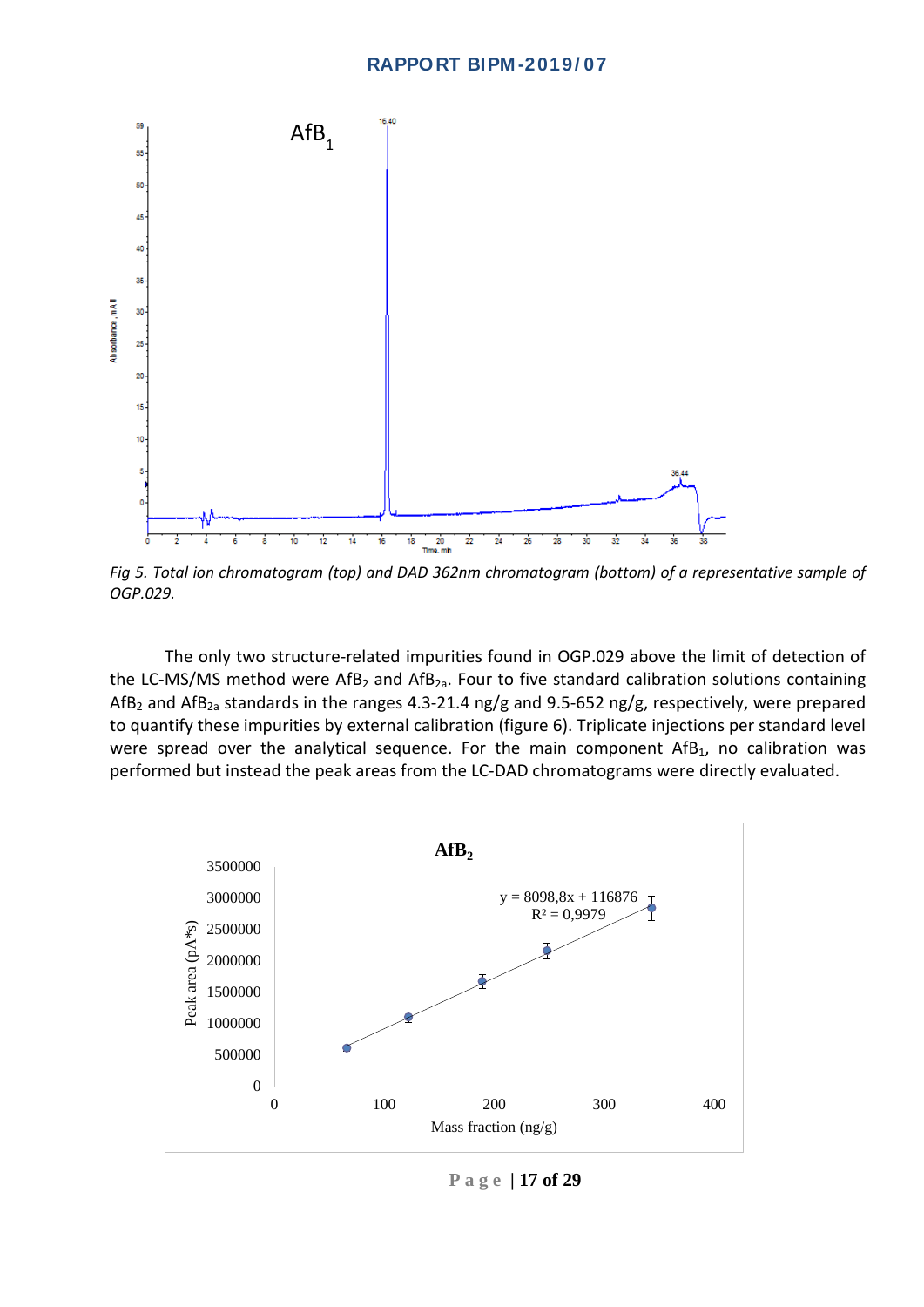*Fig 5. Total ion chromatogram (top) and DAD 362nm chromatogram (bottom) of a representative sample of OGP.029.*

The only two structure-related impurities found in OGP.029 above the limit of detection of the LC-MS/MS method were $AfB_2$ and $AfB_{2a}$. Four to five standard calibration solutions containing $AfB_2$ and $AfB_{2a}$ standards in the ranges 4.3-21.4 ng/g and 9.5-652 ng/g, respectively, were prepared to quantify these impurities by external calibration (figure 6). Triplicate injections per standard level were spread over the analytical sequence. For the main component $AfB_1$, no calibration was performed but instead the peak areas from the LC-DAD chromatograms were directly evaluated.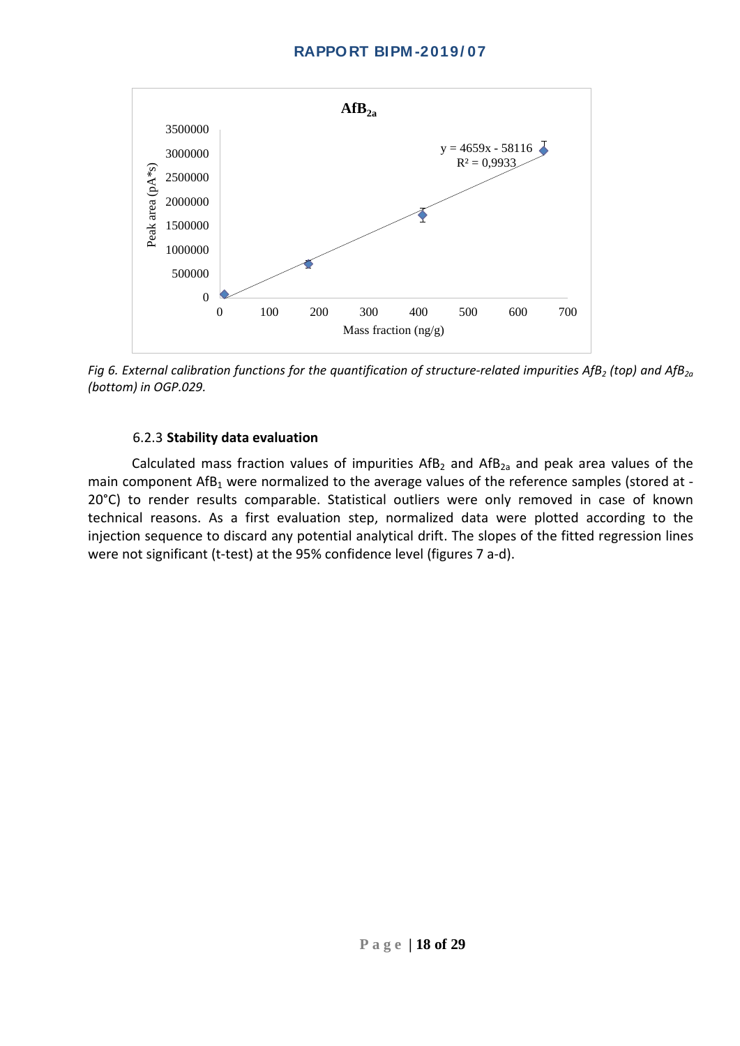*Fig 6. External calibration functions for the quantification of structure-related impurities $AfB_2$ (top) and $AfB_{2a}$ (bottom) in OGP.029.*

6.2.3 **Stability data evaluation**

Calculated mass fraction values of impurities $AfB_2$ and $AfB_{2a}$ and peak area values of the main component $AfB_1$ were normalized to the average values of the reference samples (stored at -20°C) to render results comparable. Statistical outliers were only removed in case of known technical reasons. As a first evaluation step, normalized data were plotted according to the injection sequence to discard any potential analytical drift. The slopes of the fitted regression lines were not significant (t-test) at the 95% confidence level (figures 7 a-d).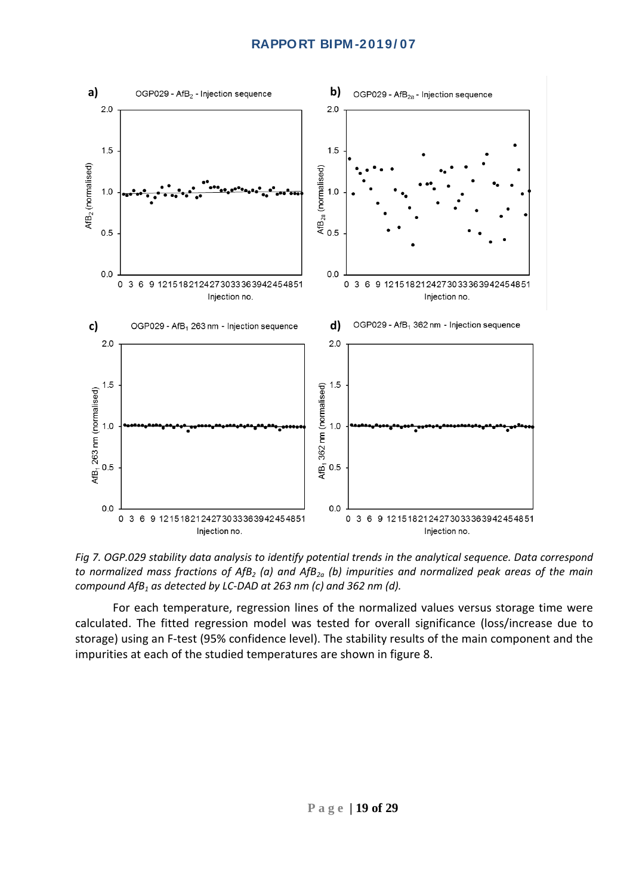*Fig 7. OGP.029 stability data analysis to identify potential trends in the analytical sequence. Data correspond to normalized mass fractions of $AfB_2$ (a) and $AfB_{2a}$ (b) impurities and normalized peak areas of the main compound $AfB_1$ as detected by LC-DAD at 263 nm (c) and 362 nm (d).*

For each temperature, regression lines of the normalized values versus storage time were calculated. The fitted regression model was tested for overall significance (loss/increase due to storage) using an F-test (95% confidence level). The stability results of the main component and the impurities at each of the studied temperatures are shown in figure 8.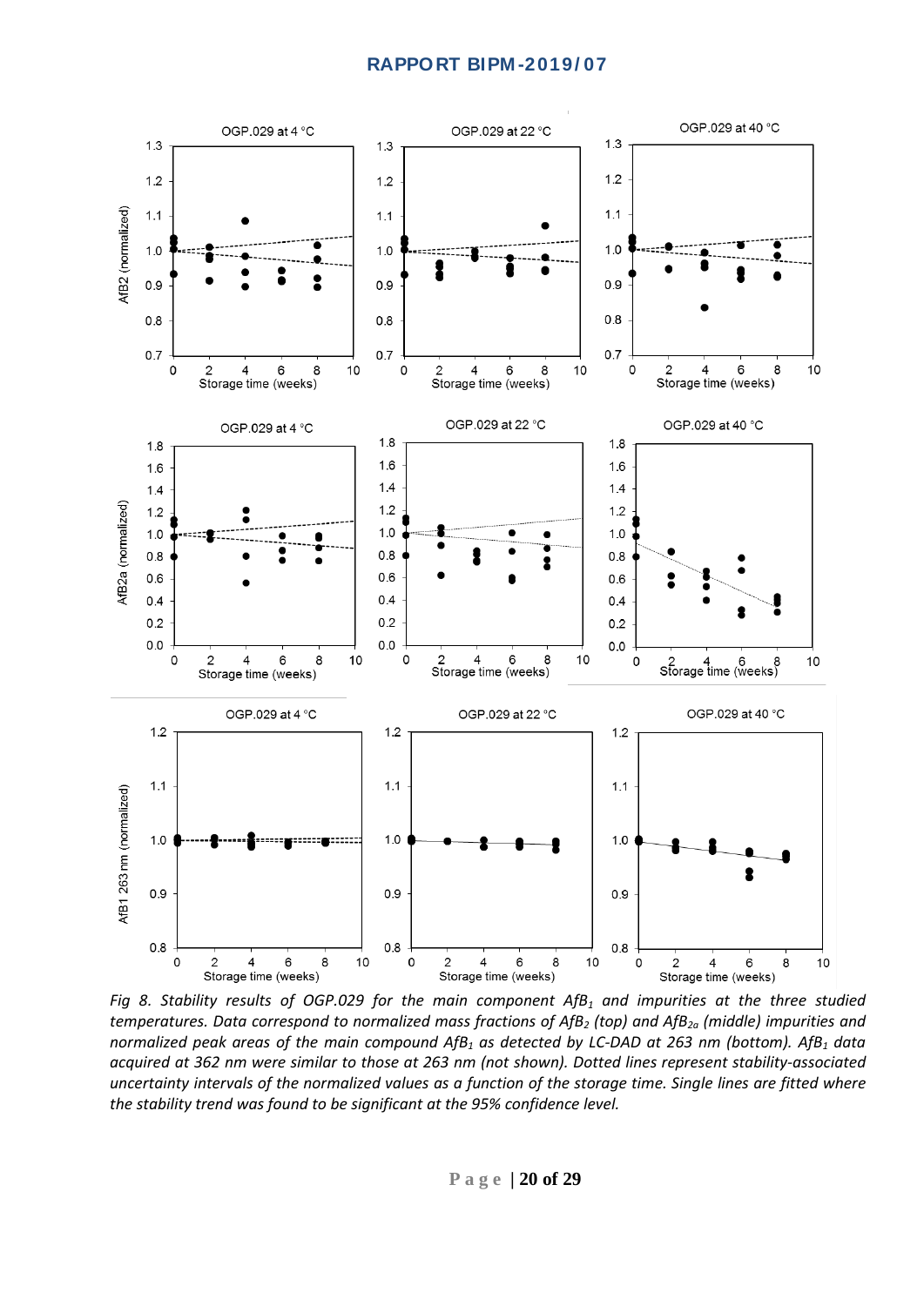*Fig 8. Stability results of OGP.029 for the main component $AfB_1$ and impurities at the three studied temperatures. Data correspond to normalized mass fractions of $AfB_2$ (top) and $AfB_{2a}$ (middle) impurities and normalized peak areas of the main compound $AfB_1$ as detected by LC-DAD at 263 nm (bottom). $AfB_1$ data acquired at 362 nm were similar to those at 263 nm (not shown). Dotted lines represent stability-associated uncertainty intervals of the normalized values as a function of the storage time. Single lines are fitted where the stability trend was found to be significant at the 95% confidence level.*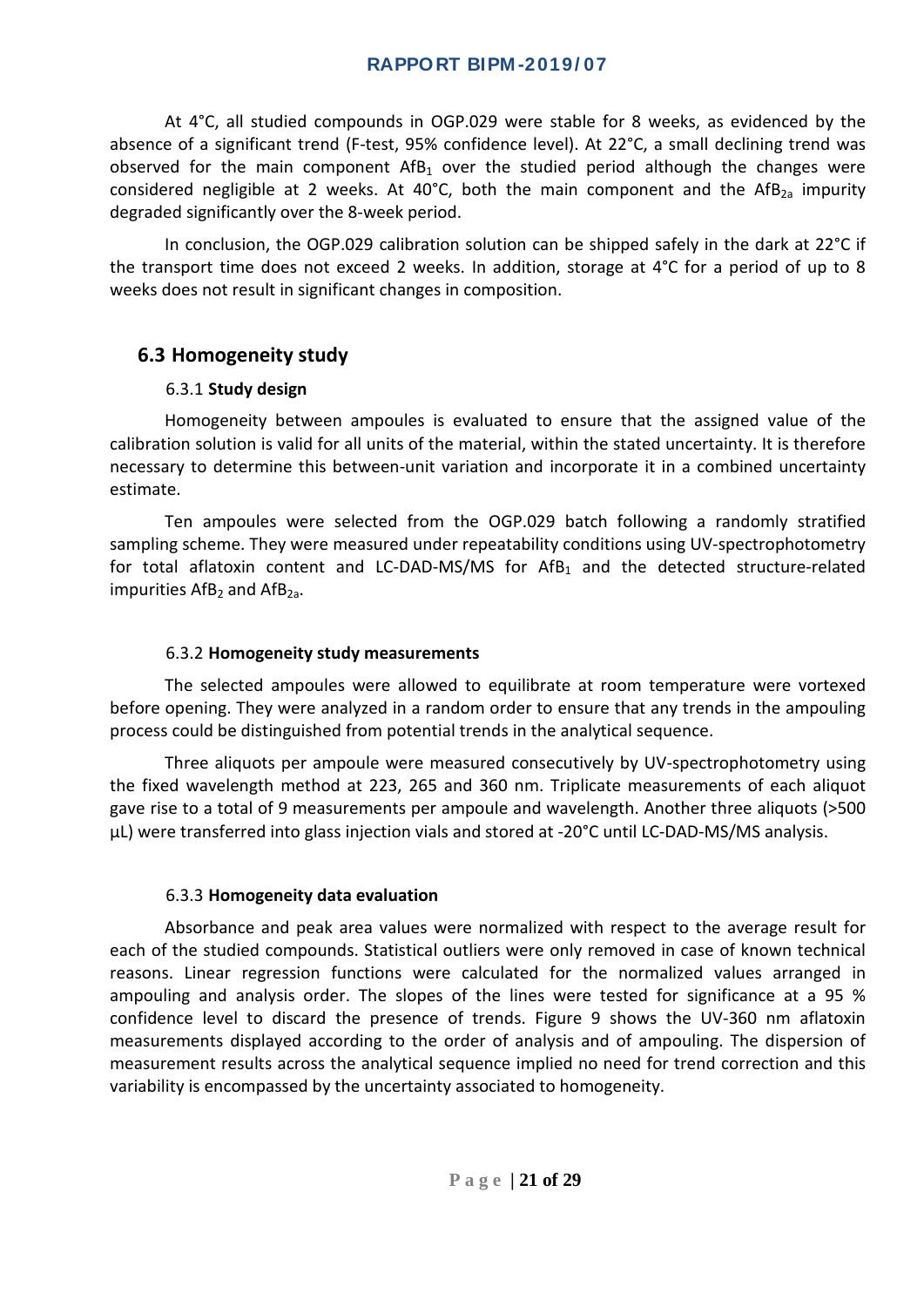At 4°C, all studied compounds in OGP.029 were stable for 8 weeks, as evidenced by the absence of a significant trend (F-test, 95% confidence level). At 22°C, a small declining trend was observed for the main component $AfB_1$ over the studied period although the changes were considered negligible at 2 weeks. At 40°C, both the main component and the $AfB_{2a}$ impurity degraded significantly over the 8-week period.

In conclusion, the OGP.029 calibration solution can be shipped safely in the dark at 22°C if the transport time does not exceed 2 weeks. In addition, storage at 4°C for a period of up to 8 weeks does not result in significant changes in composition.

## 6.3 Homogeneity study

### 6.3.1 **Study design**

Homogeneity between ampoules is evaluated to ensure that the assigned value of the calibration solution is valid for all units of the material, within the stated uncertainty. It is therefore necessary to determine this between-unit variation and incorporate it in a combined uncertainty estimate.

Ten ampoules were selected from the OGP.029 batch following a randomly stratified sampling scheme. They were measured under repeatability conditions using UV-spectrophotometry for total aflatoxin content and LC-DAD-MS/MS for $AfB_1$ and the detected structure-related impurities $AfB_2$ and $AfB_{2a}$.

### 6.3.2 **Homogeneity study measurements**

The selected ampoules were allowed to equilibrate at room temperature were vortexed before opening. They were analyzed in a random order to ensure that any trends in the ampouling process could be distinguished from potential trends in the analytical sequence.

Three aliquots per ampoule were measured consecutively by UV-spectrophotometry using the fixed wavelength method at 223, 265 and 360 nm. Triplicate measurements of each aliquot gave rise to a total of 9 measurements per ampoule and wavelength. Another three aliquots (>500 µL) were transferred into glass injection vials and stored at -20°C until LC-DAD-MS/MS analysis.

### 6.3.3 **Homogeneity data evaluation**

Absorbance and peak area values were normalized with respect to the average result for each of the studied compounds. Statistical outliers were only removed in case of known technical reasons. Linear regression functions were calculated for the normalized values arranged in ampouling and analysis order. The slopes of the lines were tested for significance at a 95 % confidence level to discard the presence of trends. Figure 9 shows the UV-360 nm aflatoxin measurements displayed according to the order of analysis and of ampouling. The dispersion of measurement results across the analytical sequence implied no need for trend correction and this variability is encompassed by the uncertainty associated to homogeneity.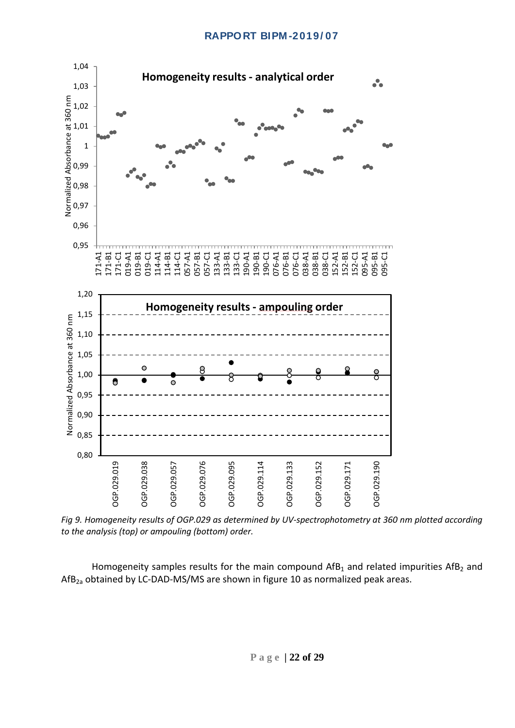*Fig 9. Homogeneity results of OGP.029 as determined by UV-spectrophotometry at 360 nm plotted according to the analysis (top) or ampouling (bottom) order.*

Homogeneity samples results for the main compound $AfB_1$ and related impurities $AfB_2$ and $AfB_{2a}$ obtained by LC-DAD-MS/MS are shown in figure 10 as normalized peak areas.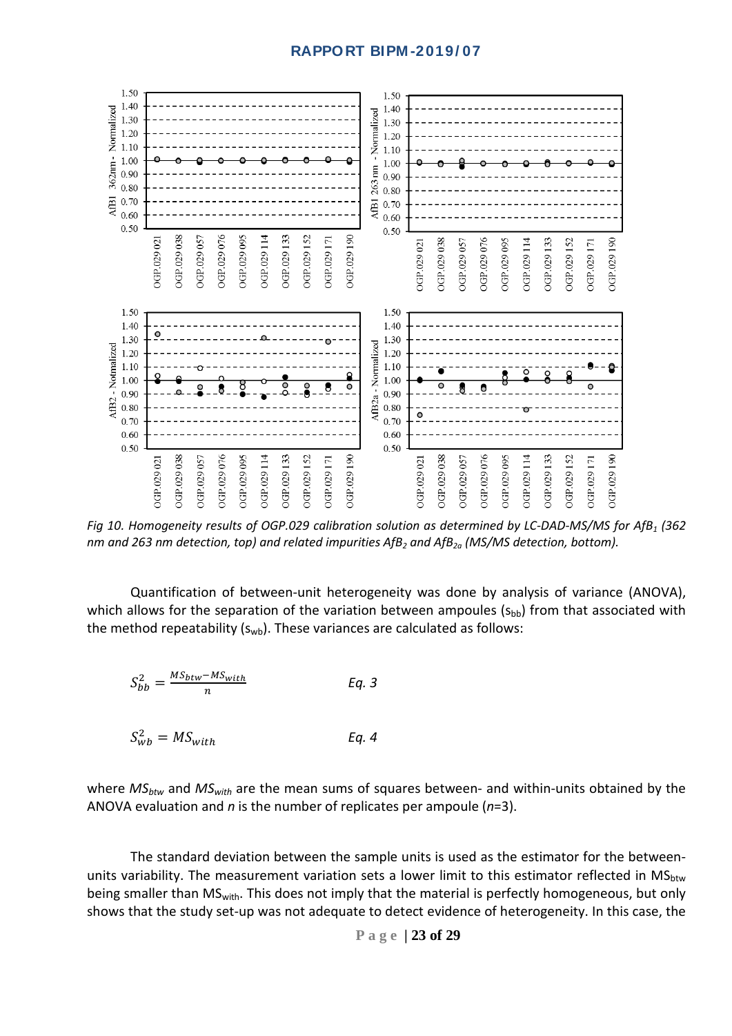*Fig 10. Homogeneity results of OGP.029 calibration solution as determined by LC-DAD-MS/MS for $AfB_1$ (362 nm and 263 nm detection, top) and related impurities $AfB_2$ and $AfB_{2a}$ (MS/MS detection, bottom).*

Quantification of between-unit heterogeneity was done by analysis of variance (ANOVA), which allows for the separation of the variation between ampoules ($s_{bb}$) from that associated with the method repeatability ($s_{wb}$). These variances are calculated as follows:

$$S_{bb}^2 = \frac{MS_{btw} - MS_{with}}{n} \qquad \text{Eq. 3}$$

$$S_{wb}^2 = MS_{with} \qquad \text{Eq. 4}$$

where $MS_{btw}$ and $MS_{with}$ are the mean sums of squares between- and within-units obtained by the ANOVA evaluation and $n$ is the number of replicates per ampoule ($n$=3).

The standard deviation between the sample units is used as the estimator for the between-units variability. The measurement variation sets a lower limit to this estimator reflected in $MS_{btw}$ being smaller than $MS_{with}$. This does not imply that the material is perfectly homogeneous, but only shows that the study set-up was not adequate to detect evidence of heterogeneity. In this case, the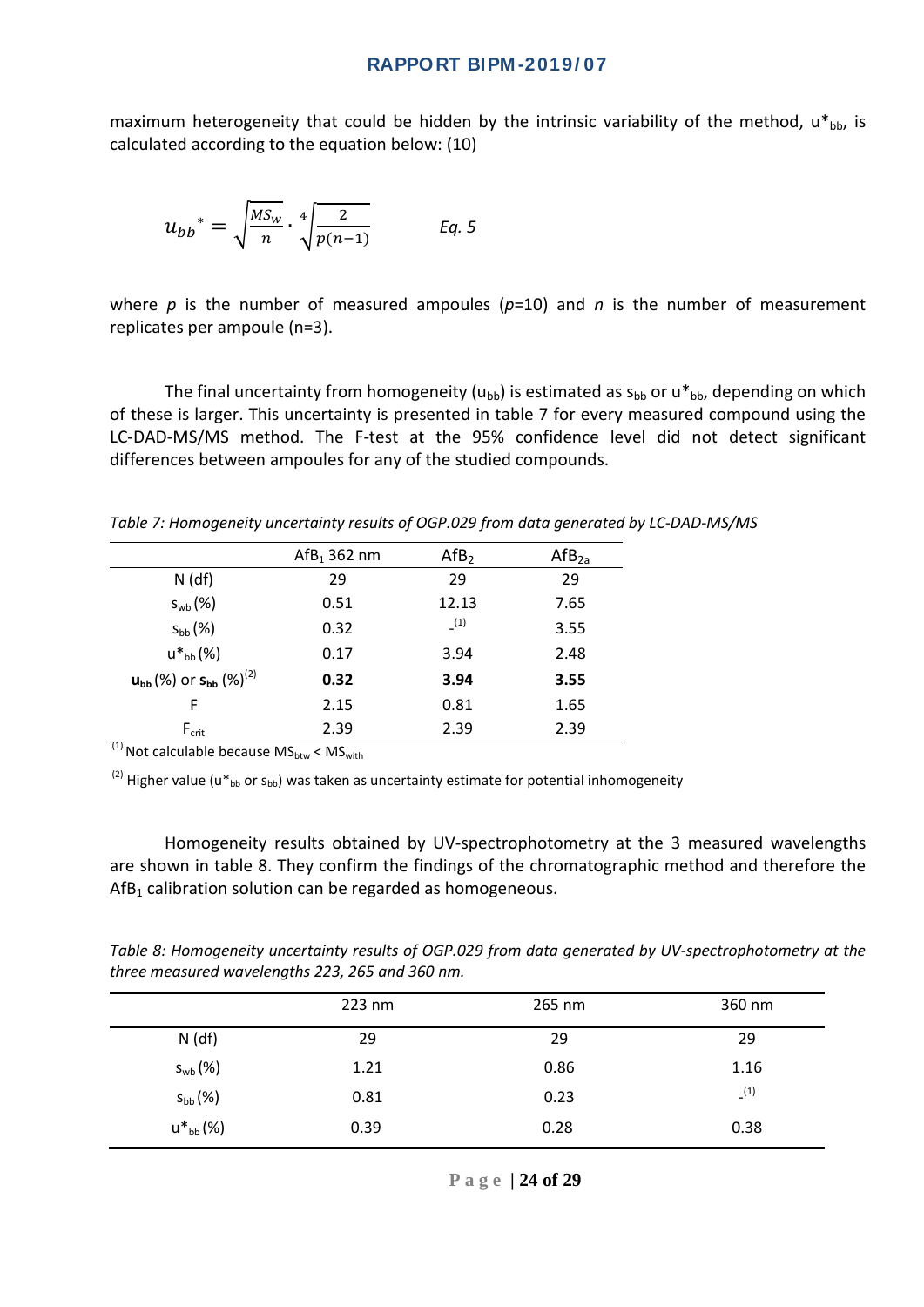maximum heterogeneity that could be hidden by the intrinsic variability of the method, $u^*_{bb}$, is calculated according to the equation below: (10)

$$u_{bb}^* = \sqrt{\frac{MS_w}{n}} \cdot \sqrt[4]{\frac{2}{p(n-1)}} \qquad \textit{Eq. 5}$$

where $p$ is the number of measured ampoules ($p$=10) and $n$ is the number of measurement replicates per ampoule (n=3).

The final uncertainty from homogeneity ($u_{bb}$) is estimated as $s_{bb}$ or $u^*_{bb}$, depending on which of these is larger. This uncertainty is presented in table 7 for every measured compound using the LC-DAD-MS/MS method. The F-test at the 95% confidence level did not detect significant differences between ampoules for any of the studied compounds.

*Table 7: Homogeneity uncertainty results of OGP.029 from data generated by LC-DAD-MS/MS*

| | $AfB_1$ 362 nm | $AfB_2$ | $AfB_{2a}$ |
|---|---|---|---|
| N (df) | 29 | 29 | 29 |
| $s_{wb}$ (%) | 0.51 | 12.13 | 7.65 |
| $s_{bb}$ (%) | 0.32 | -[1] | 3.55 |
| $u^*_{bb}$ (%) | 0.17 | 3.94 | 2.48 |
| **$u_{bb}$ (%) or $s_{bb}$ (%)[2]** | **0.32** | **3.94** | **3.55** |
| F | 2.15 | 0.81 | 1.65 |
| $F_{crit}$ | 2.39 | 2.39 | 2.39 |

[1] Not calculable because $MS_{btw} < MS_{with}$

[2] Higher value ($u^*_{bb}$ or $s_{bb}$) was taken as uncertainty estimate for potential inhomogeneity

Homogeneity results obtained by UV-spectrophotometry at the 3 measured wavelengths are shown in table 8. They confirm the findings of the chromatographic method and therefore the $AfB_1$ calibration solution can be regarded as homogeneous.

*Table 8: Homogeneity uncertainty results of OGP.029 from data generated by UV-spectrophotometry at the three measured wavelengths 223, 265 and 360 nm.*

| | 223 nm | 265 nm | 360 nm |
|---|---|---|---|
| N (df) | 29 | 29 | 29 |
| $s_{wb}$ (%) | 1.21 | 0.86 | 1.16 |
| $s_{bb}$ (%) | 0.81 | 0.23 | -[1] |
| $u^*_{bb}$ (%) | 0.39 | 0.28 | 0.38 |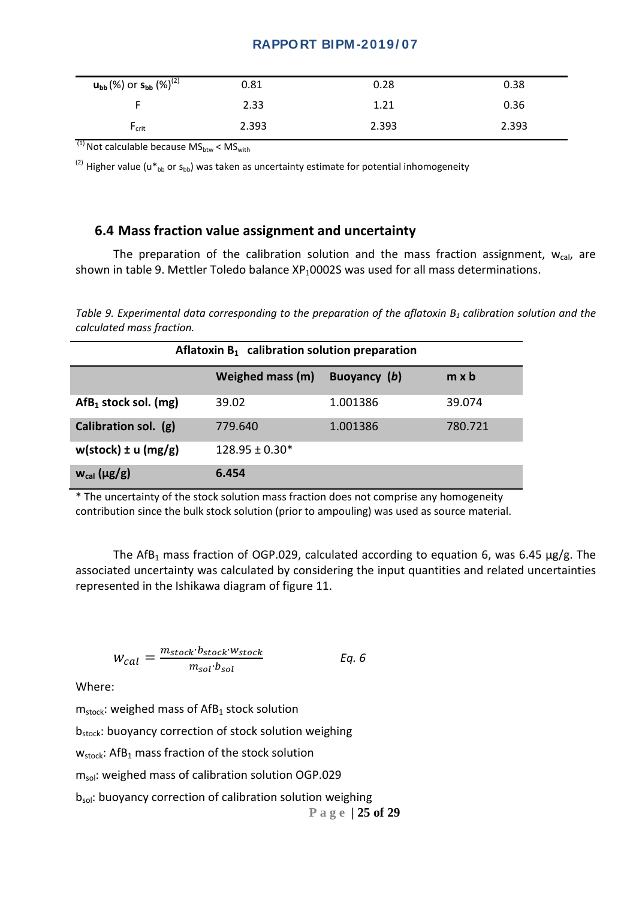| $u_{bb}$ (%) or $s_{bb}$ (%)[(2)] | 0.81 | 0.28 | 0.38 |
|---|---|---|---|
| F | 2.33 | 1.21 | 0.36 |
| $F_{crit}$ | 2.393 | 2.393 | 2.393 |

[(1)] Not calculable because $MS_{btw} < MS_{with}$

[(2)] Higher value ($u^*_{bb}$ or $s_{bb}$) was taken as uncertainty estimate for potential inhomogeneity

## 6.4 Mass fraction value assignment and uncertainty

The preparation of the calibration solution and the mass fraction assignment, $w_{cal}$, are shown in table 9. Mettler Toledo balance $XP_10002S$ was used for all mass determinations.

*Table 9. Experimental data corresponding to the preparation of the aflatoxin $B_1$ calibration solution and the calculated mass fraction.*

| Aflatoxin $B_1$ calibration solution preparation | | | |
|---|---|---|---|
| | **Weighed mass (m)** | **Buoyancy (*b*)** | **m x b** |
| **$AfB_1$ stock sol. (mg)** | 39.02 | 1.001386 | 39.074 |
| **Calibration sol. (g)** | 779.640 | 1.001386 | 780.721 |
| **w(stock) ± u (mg/g)** | 128.95 ± 0.30* | | |
| **$w_{cal}$ (µg/g)** | **6.454** | | |

\* The uncertainty of the stock solution mass fraction does not comprise any homogeneity contribution since the bulk stock solution (prior to ampouling) was used as source material.

The $AfB_1$ mass fraction of OGP.029, calculated according to equation 6, was 6.45 µg/g. The associated uncertainty was calculated by considering the input quantities and related uncertainties represented in the Ishikawa diagram of figure 11.

$$w_{cal} = \frac{m_{stock} \cdot b_{stock} \cdot w_{stock}}{m_{sol} \cdot b_{sol}} \qquad \textit{Eq. 6}$$

Where:

$m_{stock}$: weighed mass of $AfB_1$ stock solution

$b_{stock}$: buoyancy correction of stock solution weighing

$w_{stock}$: $AfB_1$ mass fraction of the stock solution

$m_{sol}$: weighed mass of calibration solution OGP.029

$b_{sol}$: buoyancy correction of calibration solution weighing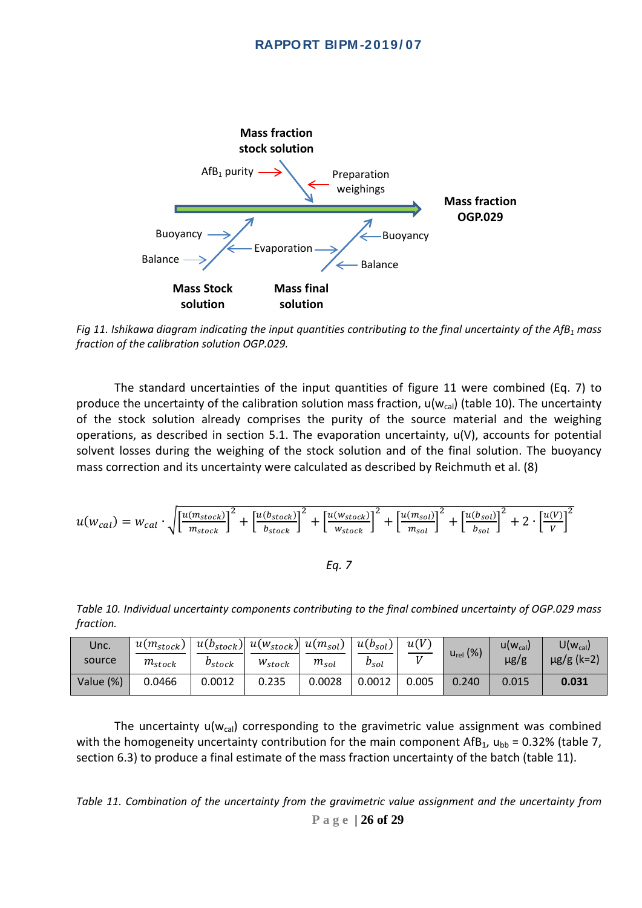Mass fraction stock solution

AfB$_1$ purity

Preparation weighings

Mass fraction OGP.029

Buoyancy

Balance

Evaporation

Buoyancy

Balance

Mass Stock solution

Mass final solution

*Fig 11. Ishikawa diagram indicating the input quantities contributing to the final uncertainty of the AfB$_1$ mass fraction of the calibration solution OGP.029.*

The standard uncertainties of the input quantities of figure 11 were combined (Eq. 7) to produce the uncertainty of the calibration solution mass fraction, $u(w_{cal})$ (table 10). The uncertainty of the stock solution already comprises the purity of the source material and the weighing operations, as described in section 5.1. The evaporation uncertainty, $u(V)$, accounts for potential solvent losses during the weighing of the stock solution and of the final solution. The buoyancy mass correction and its uncertainty were calculated as described by Reichmuth et al. (8)

$$u(w_{cal}) = w_{cal} \cdot \sqrt{\left[\frac{u(m_{stock})}{m_{stock}}\right]^2 + \left[\frac{u(b_{stock})}{b_{stock}}\right]^2 + \left[\frac{u(w_{stock})}{w_{stock}}\right]^2 + \left[\frac{u(m_{sol})}{m_{sol}}\right]^2 + \left[\frac{u(b_{sol})}{b_{sol}}\right]^2 + 2 \cdot \left[\frac{u(V)}{V}\right]^2}$$

*Eq. 7*

*Table 10. Individual uncertainty components contributing to the final combined uncertainty of OGP.029 mass fraction.*

| Unc. source | $\frac{u(m_{stock})}{m_{stock}}$ | $\frac{u(b_{stock})}{b_{stock}}$ | $\frac{u(w_{stock})}{w_{stock}}$ | $\frac{u(m_{sol})}{m_{sol}}$ | $\frac{u(b_{sol})}{b_{sol}}$ | $\frac{u(V)}{V}$ | $u_{rel}$ (%) | $u(w_{cal})$ µg/g | $U(w_{cal})$ µg/g (k=2) |
|---|---|---|---|---|---|---|---|---|---|
| Value (%) | 0.0466 | 0.0012 | 0.235 | 0.0028 | 0.0012 | 0.005 | 0.240 | 0.015 | **0.031** |

The uncertainty $u(w_{cal})$ corresponding to the gravimetric value assignment was combined with the homogeneity uncertainty contribution for the main component AfB$_1$, $u_{bb}$ = 0.32% (table 7, section 6.3) to produce a final estimate of the mass fraction uncertainty of the batch (table 11).

*Table 11. Combination of the uncertainty from the gravimetric value assignment and the uncertainty from*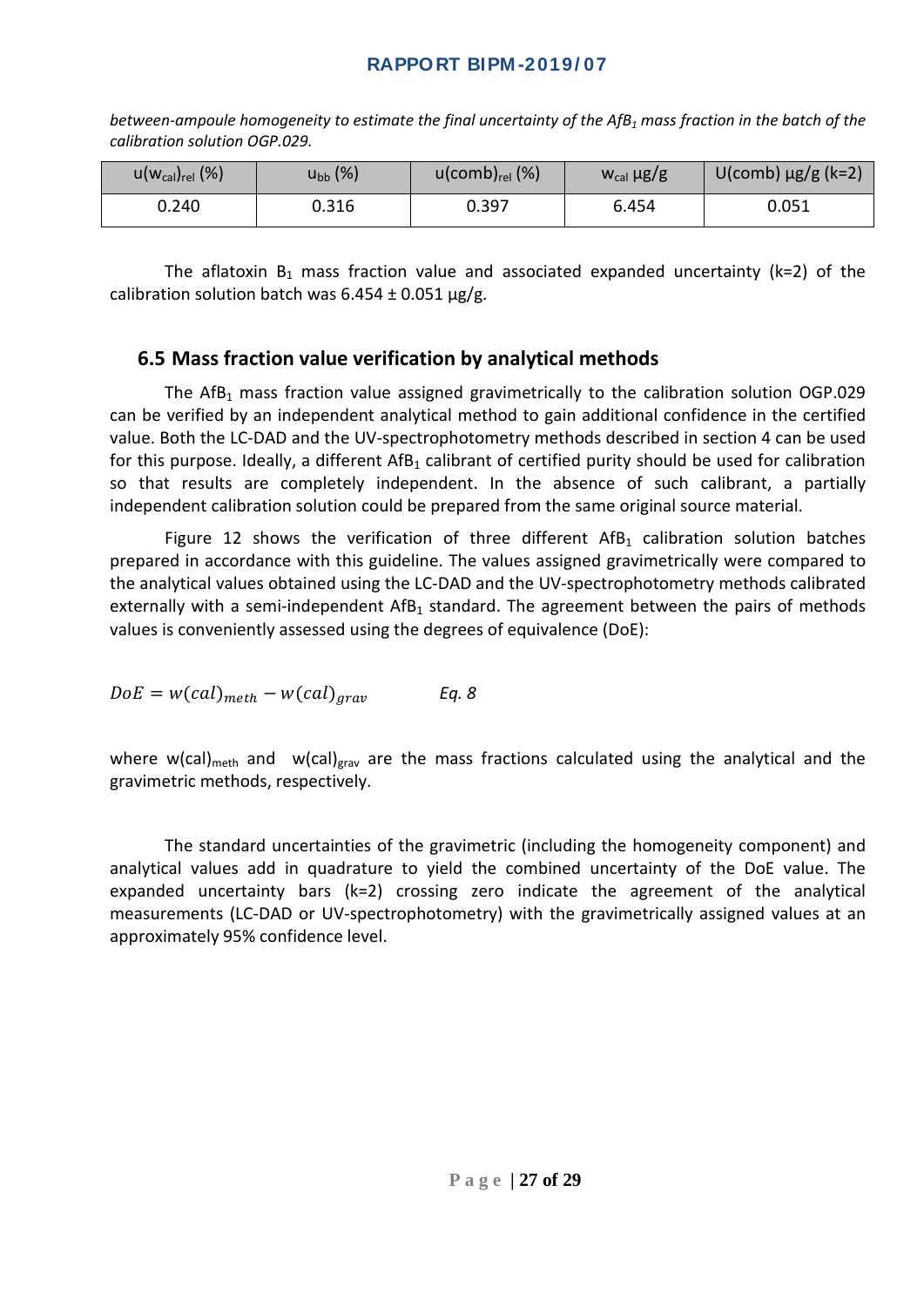*between-ampoule homogeneity to estimate the final uncertainty of the $AfB_1$ mass fraction in the batch of the calibration solution OGP.029.*

| $u(w_{cal})_{rel}$ (%) | $u_{bb}$ (%) | $u(comb)_{rel}$ (%) | $w_{cal}$ µg/g | U(comb) µg/g (k=2) |
|---|---|---|---|---|
| 0.240 | 0.316 | 0.397 | 6.454 | 0.051 |

The aflatoxin $B_1$ mass fraction value and associated expanded uncertainty (k=2) of the calibration solution batch was 6.454 ± 0.051 µg/g.

## 6.5 Mass fraction value verification by analytical methods

The $AfB_1$ mass fraction value assigned gravimetrically to the calibration solution OGP.029 can be verified by an independent analytical method to gain additional confidence in the certified value. Both the LC-DAD and the UV-spectrophotometry methods described in section 4 can be used for this purpose. Ideally, a different $AfB_1$ calibrant of certified purity should be used for calibration so that results are completely independent. In the absence of such calibrant, a partially independent calibration solution could be prepared from the same original source material.

Figure 12 shows the verification of three different $AfB_1$ calibration solution batches prepared in accordance with this guideline. The values assigned gravimetrically were compared to the analytical values obtained using the LC-DAD and the UV-spectrophotometry methods calibrated externally with a semi-independent $AfB_1$ standard. The agreement between the pairs of methods values is conveniently assessed using the degrees of equivalence (DoE):

$$DoE = w(cal)_{meth} - w(cal)_{grav} \qquad \textit{Eq. 8}$$

where $w(cal)_{meth}$ and $w(cal)_{grav}$ are the mass fractions calculated using the analytical and the gravimetric methods, respectively.

The standard uncertainties of the gravimetric (including the homogeneity component) and analytical values add in quadrature to yield the combined uncertainty of the DoE value. The expanded uncertainty bars (k=2) crossing zero indicate the agreement of the analytical measurements (LC-DAD or UV-spectrophotometry) with the gravimetrically assigned values at an approximately 95% confidence level.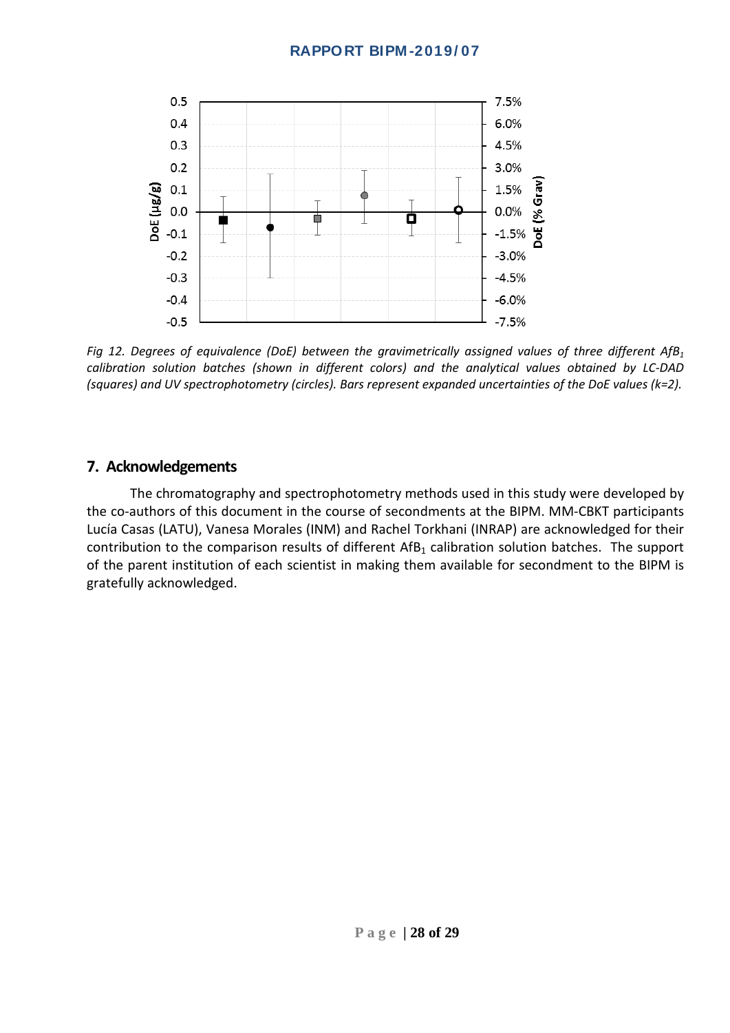*Fig 12. Degrees of equivalence (DoE) between the gravimetrically assigned values of three different $AfB_1$ calibration solution batches (shown in different colors) and the analytical values obtained by LC-DAD (squares) and UV spectrophotometry (circles). Bars represent expanded uncertainties of the DoE values (k=2).*

## 7. Acknowledgements

The chromatography and spectrophotometry methods used in this study were developed by the co-authors of this document in the course of secondments at the BIPM. MM-CBKT participants Lucía Casas (LATU), Vanesa Morales (INM) and Rachel Torkhani (INRAP) are acknowledged for their contribution to the comparison results of different $AfB_1$ calibration solution batches. The support of the parent institution of each scientist in making them available for secondment to the BIPM is gratefully acknowledged.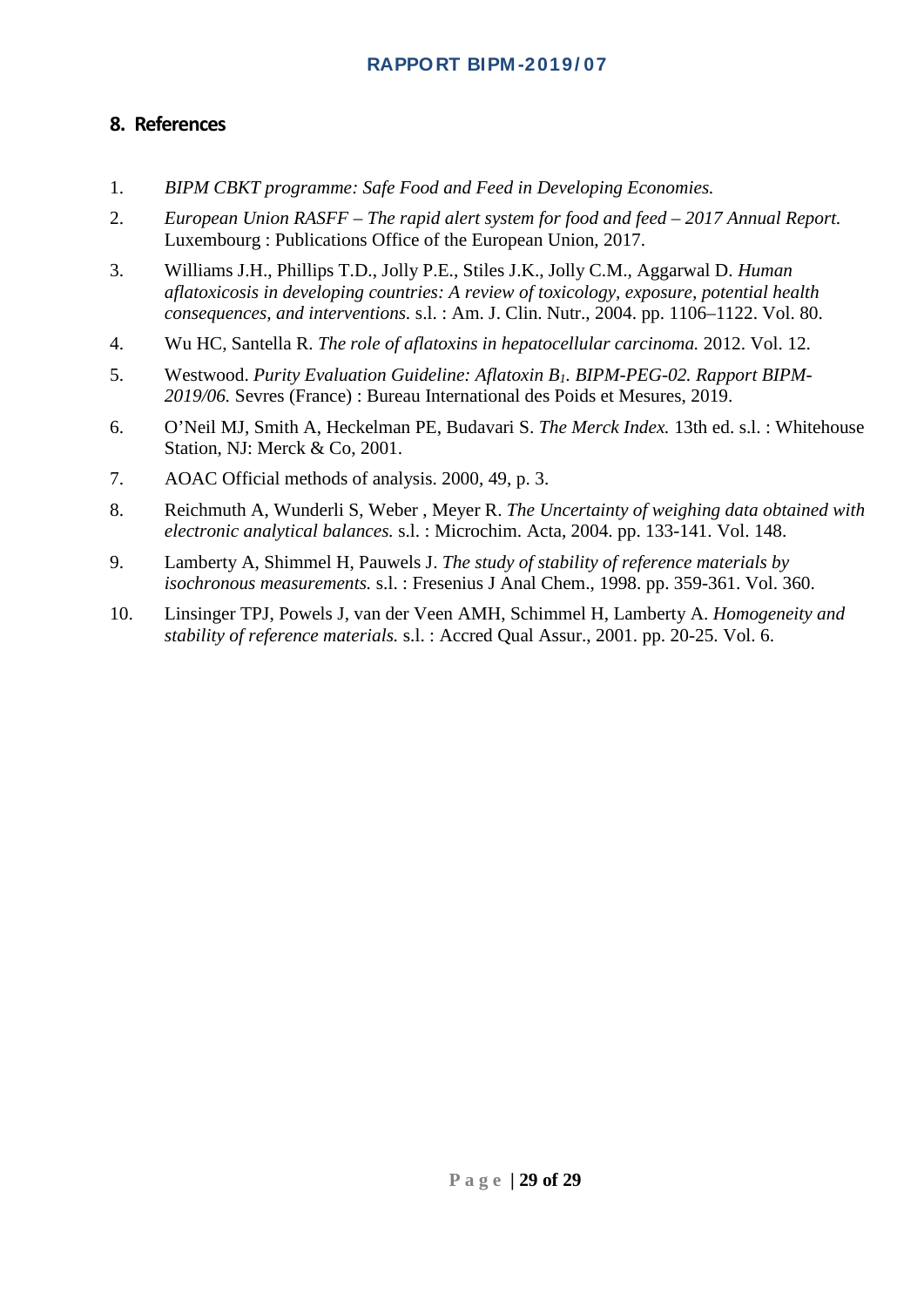## 8. References

1. *BIPM CBKT programme: Safe Food and Feed in Developing Economies.*
2. *European Union RASFF – The rapid alert system for food and feed – 2017 Annual Report.* Luxembourg : Publications Office of the European Union, 2017.
3. Williams J.H., Phillips T.D., Jolly P.E., Stiles J.K., Jolly C.M., Aggarwal D. *Human aflatoxicosis in developing countries: A review of toxicology, exposure, potential health consequences, and interventions.* s.l. : Am. J. Clin. Nutr., 2004. pp. 1106–1122. Vol. 80.
4. Wu HC, Santella R. *The role of aflatoxins in hepatocellular carcinoma.* 2012. Vol. 12.
5. Westwood. *Purity Evaluation Guideline: Aflatoxin $B_1$. BIPM-PEG-02. Rapport BIPM-2019/06.* Sevres (France) : Bureau International des Poids et Mesures, 2019.
6. O'Neil MJ, Smith A, Heckelman PE, Budavari S. *The Merck Index.* 13th ed. s.l. : Whitehouse Station, NJ: Merck & Co, 2001.
7. AOAC Official methods of analysis. 2000, 49, p. 3.
8. Reichmuth A, Wunderli S, Weber , Meyer R. *The Uncertainty of weighing data obtained with electronic analytical balances.* s.l. : Microchim. Acta, 2004. pp. 133-141. Vol. 148.
9. Lamberty A, Shimmel H, Pauwels J. *The study of stability of reference materials by isochronous measurements.* s.l. : Fresenius J Anal Chem., 1998. pp. 359-361. Vol. 360.
10. Linsinger TPJ, Powels J, van der Veen AMH, Schimmel H, Lamberty A. *Homogeneity and stability of reference materials.* s.l. : Accred Qual Assur., 2001. pp. 20-25. Vol. 6.